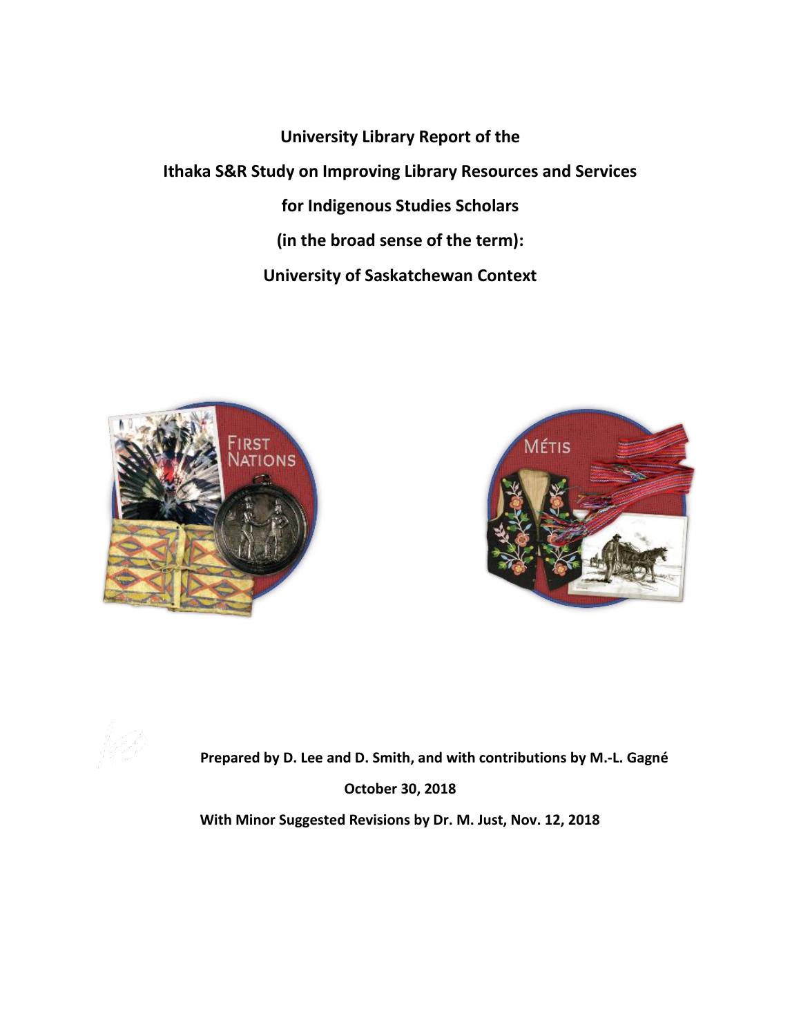# University Library Report of the

# Ithaka S&R Study on Improving Library Resources and Services

# for Indigenous Studies Scholars

# (in the broad sense of the term):

# University of Saskatchewan Context

**Prepared by D. Lee and D. Smith, and with contributions by M.-L. Gagné**

**October 30, 2018**

**With Minor Suggested Revisions by Dr. M. Just, Nov. 12, 2018**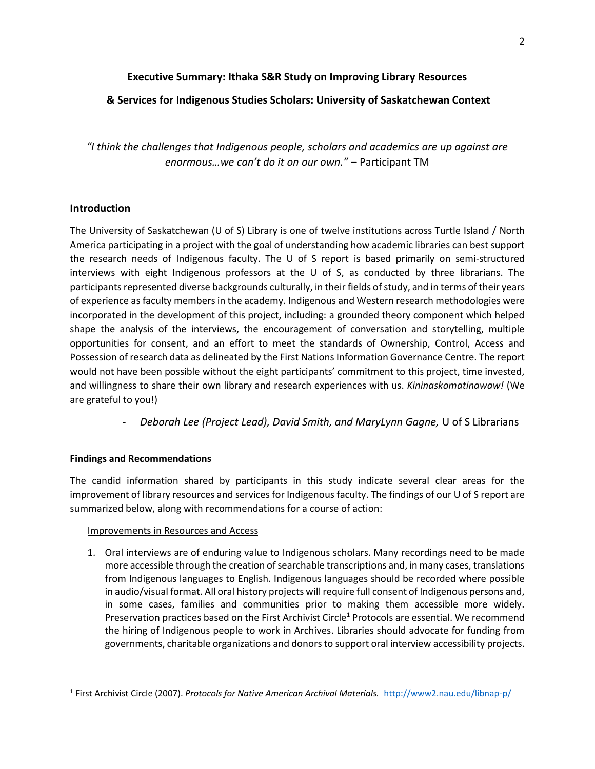## Executive Summary: Ithaka S&R Study on Improving Library Resources & Services for Indigenous Studies Scholars: University of Saskatchewan Context

*"I think the challenges that Indigenous people, scholars and academics are up against are enormous…we can't do it on our own."* – Participant TM

### Introduction

The University of Saskatchewan (U of S) Library is one of twelve institutions across Turtle Island / North America participating in a project with the goal of understanding how academic libraries can best support the research needs of Indigenous faculty. The U of S report is based primarily on semi-structured interviews with eight Indigenous professors at the U of S, as conducted by three librarians. The participants represented diverse backgrounds culturally, in their fields of study, and in terms of their years of experience as faculty members in the academy. Indigenous and Western research methodologies were incorporated in the development of this project, including: a grounded theory component which helped shape the analysis of the interviews, the encouragement of conversation and storytelling, multiple opportunities for consent, and an effort to meet the standards of Ownership, Control, Access and Possession of research data as delineated by the First Nations Information Governance Centre. The report would not have been possible without the eight participants' commitment to this project, time invested, and willingness to share their own library and research experiences with us. *Kininaskomatinawaw!* (We are grateful to you!)

- *Deborah Lee (Project Lead), David Smith, and MaryLynn Gagne,* U of S Librarians

#### Findings and Recommendations

The candid information shared by participants in this study indicate several clear areas for the improvement of library resources and services for Indigenous faculty. The findings of our U of S report are summarized below, along with recommendations for a course of action:

Improvements in Resources and Access

1. Oral interviews are of enduring value to Indigenous scholars. Many recordings need to be made more accessible through the creation of searchable transcriptions and, in many cases, translations from Indigenous languages to English. Indigenous languages should be recorded where possible in audio/visual format. All oral history projects will require full consent of Indigenous persons and, in some cases, families and communities prior to making them accessible more widely. Preservation practices based on the First Archivist Circle[1] Protocols are essential. We recommend the hiring of Indigenous people to work in Archives. Libraries should advocate for funding from governments, charitable organizations and donors to support oral interview accessibility projects.

[1] First Archivist Circle (2007). *Protocols for Native American Archival Materials.* http://www2.nau.edu/libnap-p/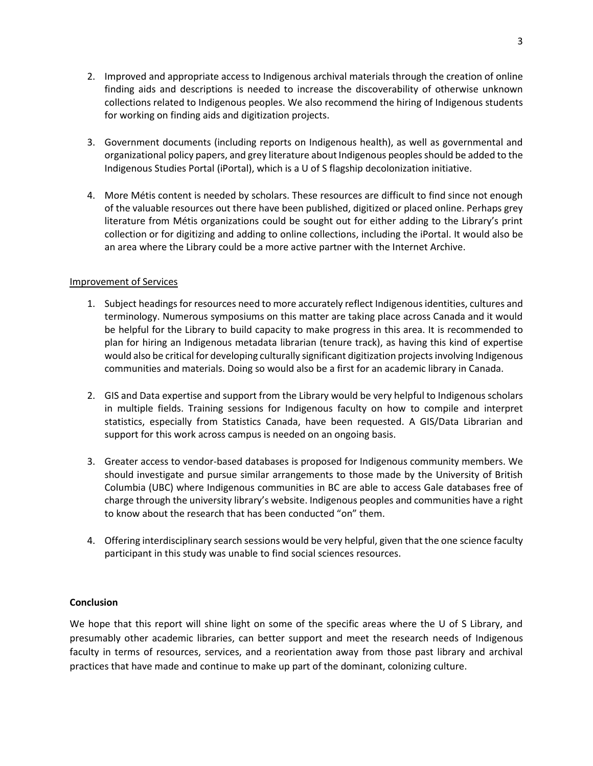2. Improved and appropriate access to Indigenous archival materials through the creation of online finding aids and descriptions is needed to increase the discoverability of otherwise unknown collections related to Indigenous peoples. We also recommend the hiring of Indigenous students for working on finding aids and digitization projects.

3. Government documents (including reports on Indigenous health), as well as governmental and organizational policy papers, and grey literature about Indigenous peoples should be added to the Indigenous Studies Portal (iPortal), which is a U of S flagship decolonization initiative.

4. More Métis content is needed by scholars. These resources are difficult to find since not enough of the valuable resources out there have been published, digitized or placed online. Perhaps grey literature from Métis organizations could be sought out for either adding to the Library's print collection or for digitizing and adding to online collections, including the iPortal. It would also be an area where the Library could be a more active partner with the Internet Archive.

Improvement of Services

1. Subject headings for resources need to more accurately reflect Indigenous identities, cultures and terminology. Numerous symposiums on this matter are taking place across Canada and it would be helpful for the Library to build capacity to make progress in this area. It is recommended to plan for hiring an Indigenous metadata librarian (tenure track), as having this kind of expertise would also be critical for developing culturally significant digitization projects involving Indigenous communities and materials. Doing so would also be a first for an academic library in Canada.

2. GIS and Data expertise and support from the Library would be very helpful to Indigenous scholars in multiple fields. Training sessions for Indigenous faculty on how to compile and interpret statistics, especially from Statistics Canada, have been requested. A GIS/Data Librarian and support for this work across campus is needed on an ongoing basis.

3. Greater access to vendor-based databases is proposed for Indigenous community members. We should investigate and pursue similar arrangements to those made by the University of British Columbia (UBC) where Indigenous communities in BC are able to access Gale databases free of charge through the university library's website. Indigenous peoples and communities have a right to know about the research that has been conducted "on" them.

4. Offering interdisciplinary search sessions would be very helpful, given that the one science faculty participant in this study was unable to find social sciences resources.

**Conclusion**

We hope that this report will shine light on some of the specific areas where the U of S Library, and presumably other academic libraries, can better support and meet the research needs of Indigenous faculty in terms of resources, services, and a reorientation away from those past library and archival practices that have made and continue to make up part of the dominant, colonizing culture.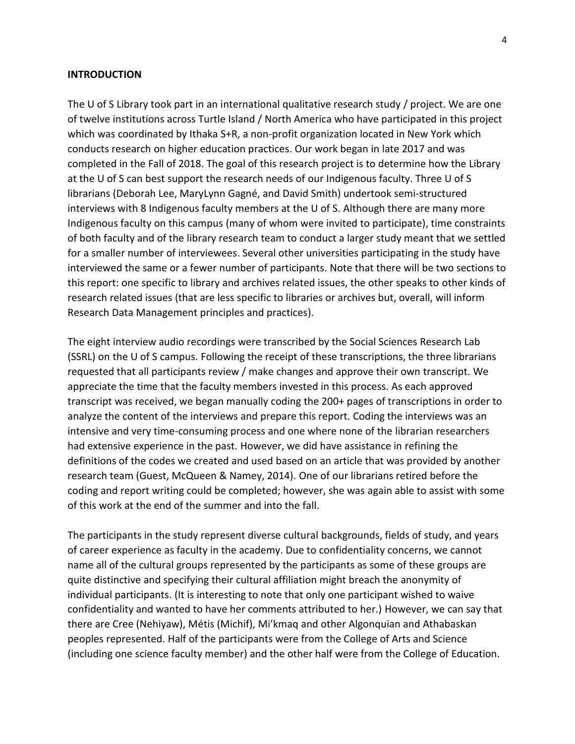## INTRODUCTION

The U of S Library took part in an international qualitative research study / project. We are one of twelve institutions across Turtle Island / North America who have participated in this project which was coordinated by Ithaka S+R, a non-profit organization located in New York which conducts research on higher education practices. Our work began in late 2017 and was completed in the Fall of 2018. The goal of this research project is to determine how the Library at the U of S can best support the research needs of our Indigenous faculty. Three U of S librarians (Deborah Lee, MaryLynn Gagné, and David Smith) undertook semi-structured interviews with 8 Indigenous faculty members at the U of S. Although there are many more Indigenous faculty on this campus (many of whom were invited to participate), time constraints of both faculty and of the library research team to conduct a larger study meant that we settled for a smaller number of interviewees. Several other universities participating in the study have interviewed the same or a fewer number of participants. Note that there will be two sections to this report: one specific to library and archives related issues, the other speaks to other kinds of research related issues (that are less specific to libraries or archives but, overall, will inform Research Data Management principles and practices).

The eight interview audio recordings were transcribed by the Social Sciences Research Lab (SSRL) on the U of S campus. Following the receipt of these transcriptions, the three librarians requested that all participants review / make changes and approve their own transcript. We appreciate the time that the faculty members invested in this process. As each approved transcript was received, we began manually coding the 200+ pages of transcriptions in order to analyze the content of the interviews and prepare this report. Coding the interviews was an intensive and very time-consuming process and one where none of the librarian researchers had extensive experience in the past. However, we did have assistance in refining the definitions of the codes we created and used based on an article that was provided by another research team (Guest, McQueen & Namey, 2014). One of our librarians retired before the coding and report writing could be completed; however, she was again able to assist with some of this work at the end of the summer and into the fall.

The participants in the study represent diverse cultural backgrounds, fields of study, and years of career experience as faculty in the academy. Due to confidentiality concerns, we cannot name all of the cultural groups represented by the participants as some of these groups are quite distinctive and specifying their cultural affiliation might breach the anonymity of individual participants. (It is interesting to note that only one participant wished to waive confidentiality and wanted to have her comments attributed to her.) However, we can say that there are Cree (Nehiyaw), Métis (Michif), Mi'kmaq and other Algonquian and Athabaskan peoples represented. Half of the participants were from the College of Arts and Science (including one science faculty member) and the other half were from the College of Education.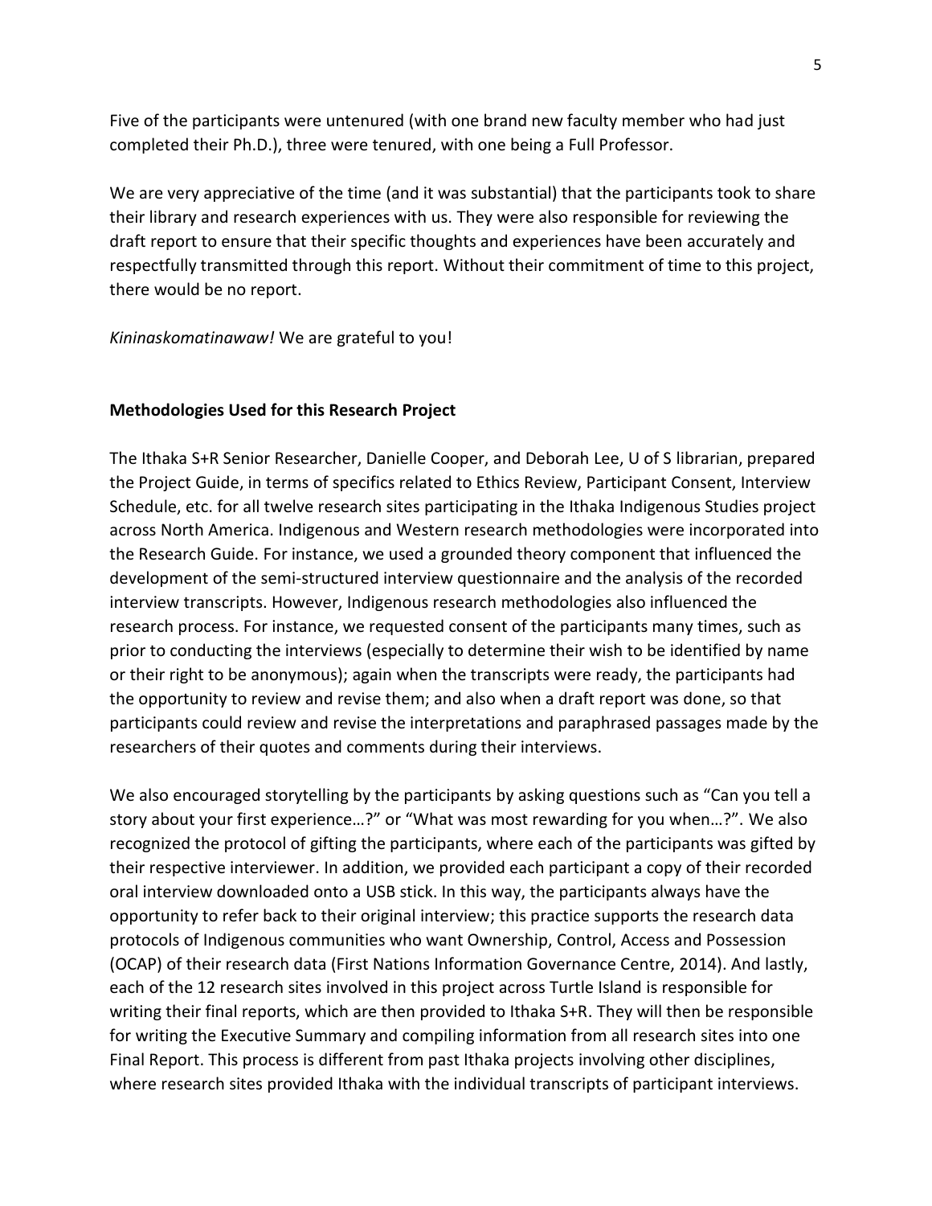Five of the participants were untenured (with one brand new faculty member who had just completed their Ph.D.), three were tenured, with one being a Full Professor.

We are very appreciative of the time (and it was substantial) that the participants took to share their library and research experiences with us. They were also responsible for reviewing the draft report to ensure that their specific thoughts and experiences have been accurately and respectfully transmitted through this report. Without their commitment of time to this project, there would be no report.

*Kininaskomatinawaw!* We are grateful to you!

**Methodologies Used for this Research Project**

The Ithaka S+R Senior Researcher, Danielle Cooper, and Deborah Lee, U of S librarian, prepared the Project Guide, in terms of specifics related to Ethics Review, Participant Consent, Interview Schedule, etc. for all twelve research sites participating in the Ithaka Indigenous Studies project across North America. Indigenous and Western research methodologies were incorporated into the Research Guide. For instance, we used a grounded theory component that influenced the development of the semi-structured interview questionnaire and the analysis of the recorded interview transcripts. However, Indigenous research methodologies also influenced the research process. For instance, we requested consent of the participants many times, such as prior to conducting the interviews (especially to determine their wish to be identified by name or their right to be anonymous); again when the transcripts were ready, the participants had the opportunity to review and revise them; and also when a draft report was done, so that participants could review and revise the interpretations and paraphrased passages made by the researchers of their quotes and comments during their interviews.

We also encouraged storytelling by the participants by asking questions such as "Can you tell a story about your first experience…?" or "What was most rewarding for you when…?". We also recognized the protocol of gifting the participants, where each of the participants was gifted by their respective interviewer. In addition, we provided each participant a copy of their recorded oral interview downloaded onto a USB stick. In this way, the participants always have the opportunity to refer back to their original interview; this practice supports the research data protocols of Indigenous communities who want Ownership, Control, Access and Possession (OCAP) of their research data (First Nations Information Governance Centre, 2014). And lastly, each of the 12 research sites involved in this project across Turtle Island is responsible for writing their final reports, which are then provided to Ithaka S+R. They will then be responsible for writing the Executive Summary and compiling information from all research sites into one Final Report. This process is different from past Ithaka projects involving other disciplines, where research sites provided Ithaka with the individual transcripts of participant interviews.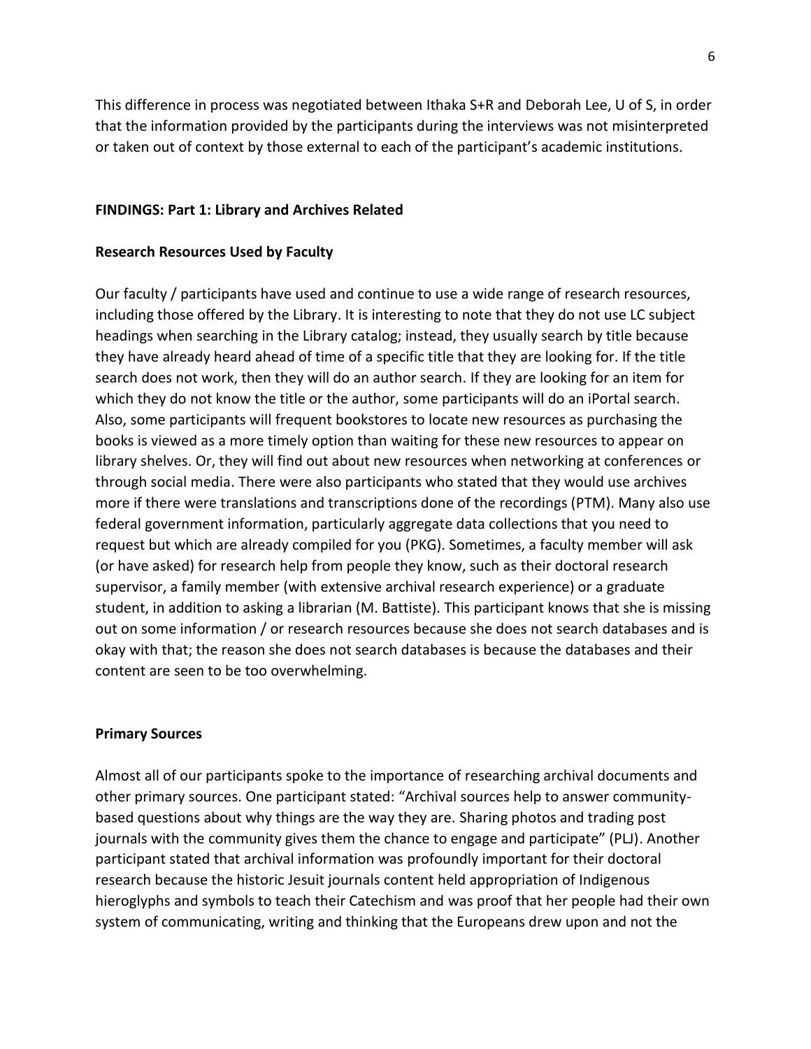This difference in process was negotiated between Ithaka S+R and Deborah Lee, U of S, in order that the information provided by the participants during the interviews was not misinterpreted or taken out of context by those external to each of the participant's academic institutions.

## FINDINGS: Part 1: Library and Archives Related

### Research Resources Used by Faculty

Our faculty / participants have used and continue to use a wide range of research resources, including those offered by the Library. It is interesting to note that they do not use LC subject headings when searching in the Library catalog; instead, they usually search by title because they have already heard ahead of time of a specific title that they are looking for. If the title search does not work, then they will do an author search. If they are looking for an item for which they do not know the title or the author, some participants will do an iPortal search. Also, some participants will frequent bookstores to locate new resources as purchasing the books is viewed as a more timely option than waiting for these new resources to appear on library shelves. Or, they will find out about new resources when networking at conferences or through social media. There were also participants who stated that they would use archives more if there were translations and transcriptions done of the recordings (PTM). Many also use federal government information, particularly aggregate data collections that you need to request but which are already compiled for you (PKG). Sometimes, a faculty member will ask (or have asked) for research help from people they know, such as their doctoral research supervisor, a family member (with extensive archival research experience) or a graduate student, in addition to asking a librarian (M. Battiste). This participant knows that she is missing out on some information / or research resources because she does not search databases and is okay with that; the reason she does not search databases is because the databases and their content are seen to be too overwhelming.

### Primary Sources

Almost all of our participants spoke to the importance of researching archival documents and other primary sources. One participant stated: "Archival sources help to answer community-based questions about why things are the way they are. Sharing photos and trading post journals with the community gives them the chance to engage and participate" (PLJ). Another participant stated that archival information was profoundly important for their doctoral research because the historic Jesuit journals content held appropriation of Indigenous hieroglyphs and symbols to teach their Catechism and was proof that her people had their own system of communicating, writing and thinking that the Europeans drew upon and not the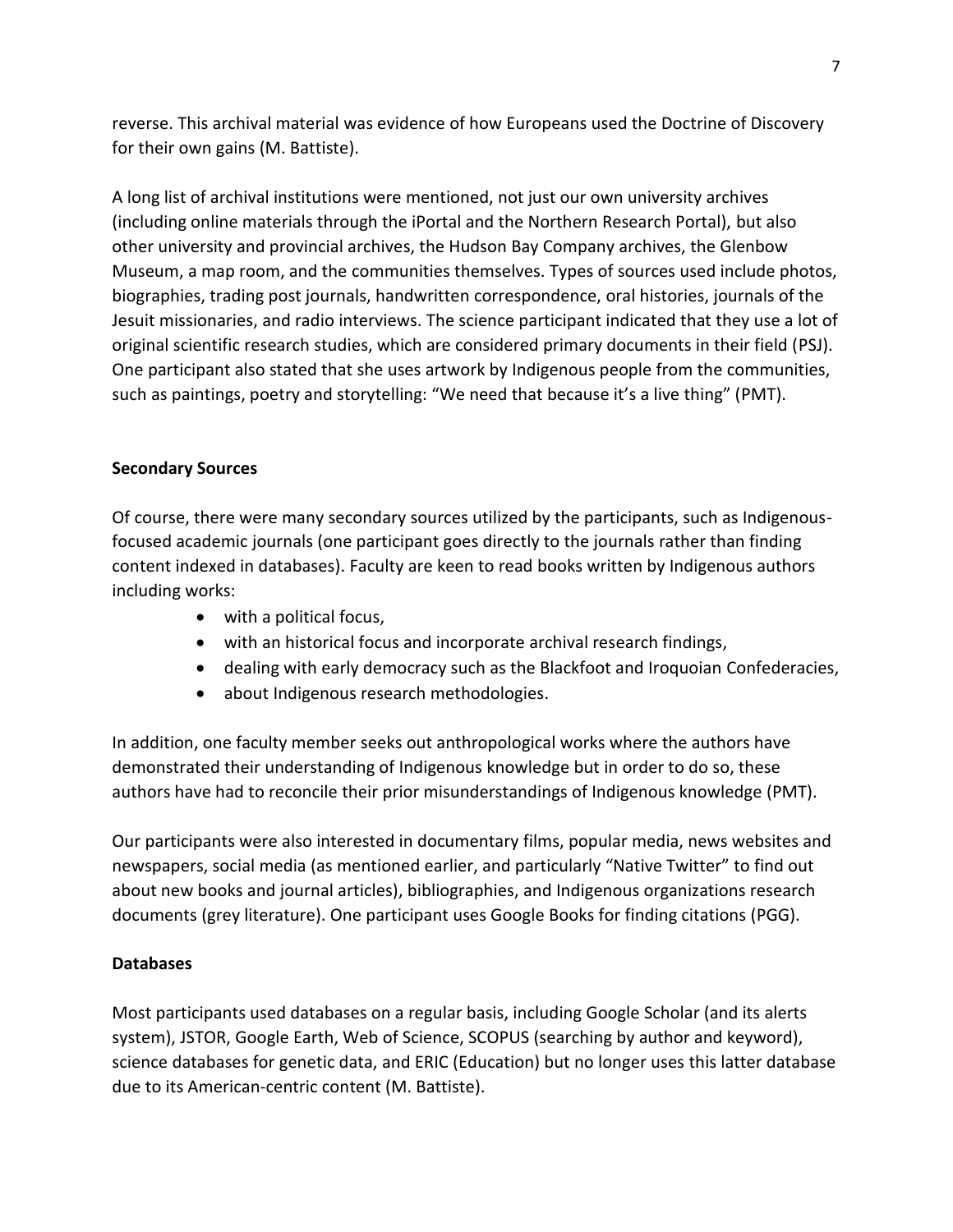reverse. This archival material was evidence of how Europeans used the Doctrine of Discovery for their own gains (M. Battiste).

A long list of archival institutions were mentioned, not just our own university archives (including online materials through the iPortal and the Northern Research Portal), but also other university and provincial archives, the Hudson Bay Company archives, the Glenbow Museum, a map room, and the communities themselves. Types of sources used include photos, biographies, trading post journals, handwritten correspondence, oral histories, journals of the Jesuit missionaries, and radio interviews. The science participant indicated that they use a lot of original scientific research studies, which are considered primary documents in their field (PSJ). One participant also stated that she uses artwork by Indigenous people from the communities, such as paintings, poetry and storytelling: "We need that because it's a live thing" (PMT).

**Secondary Sources**

Of course, there were many secondary sources utilized by the participants, such as Indigenous-focused academic journals (one participant goes directly to the journals rather than finding content indexed in databases). Faculty are keen to read books written by Indigenous authors including works:

- with a political focus,
- with an historical focus and incorporate archival research findings,
- dealing with early democracy such as the Blackfoot and Iroquoian Confederacies,
- about Indigenous research methodologies.

In addition, one faculty member seeks out anthropological works where the authors have demonstrated their understanding of Indigenous knowledge but in order to do so, these authors have had to reconcile their prior misunderstandings of Indigenous knowledge (PMT).

Our participants were also interested in documentary films, popular media, news websites and newspapers, social media (as mentioned earlier, and particularly "Native Twitter" to find out about new books and journal articles), bibliographies, and Indigenous organizations research documents (grey literature). One participant uses Google Books for finding citations (PGG).

**Databases**

Most participants used databases on a regular basis, including Google Scholar (and its alerts system), JSTOR, Google Earth, Web of Science, SCOPUS (searching by author and keyword), science databases for genetic data, and ERIC (Education) but no longer uses this latter database due to its American-centric content (M. Battiste).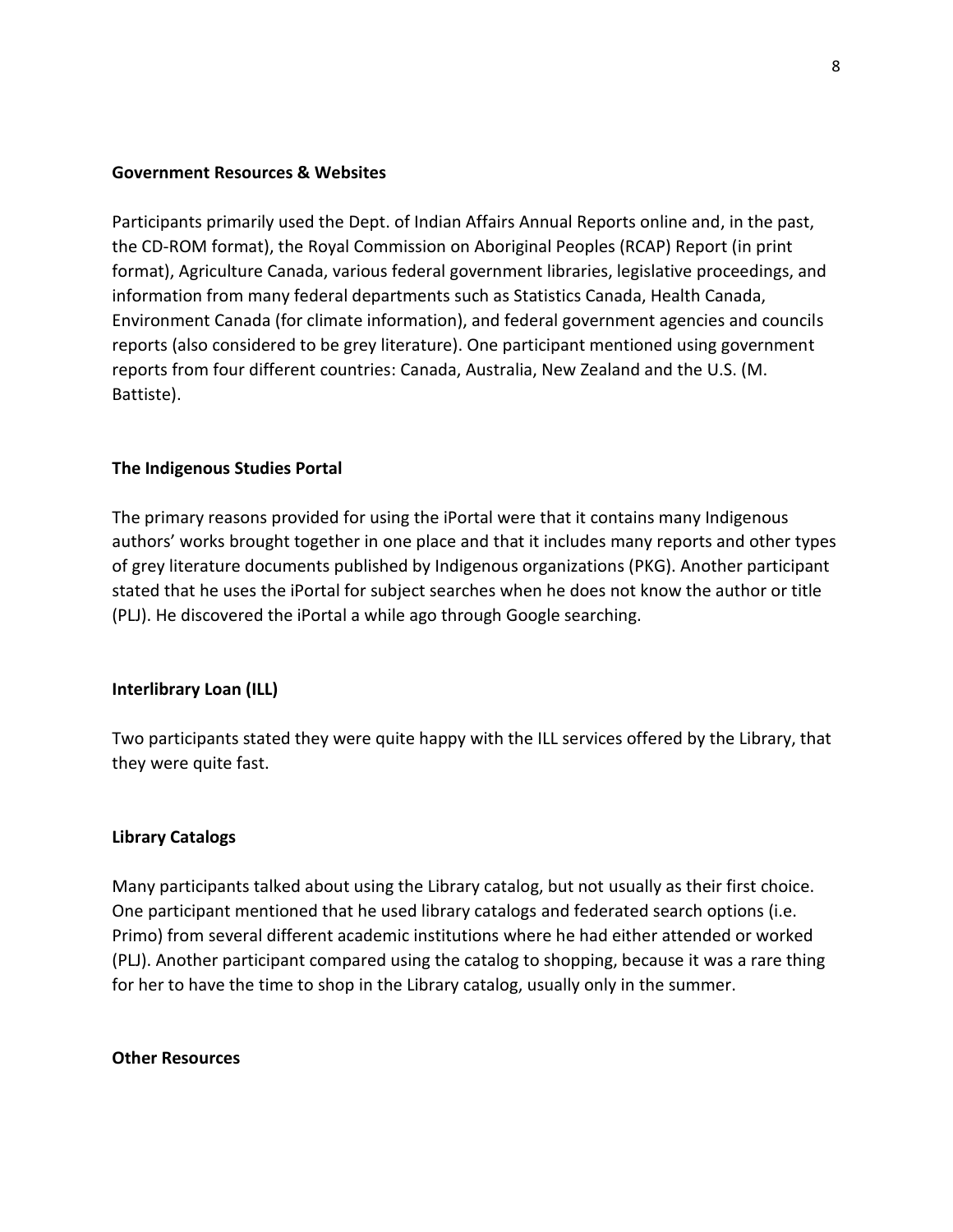### Government Resources & Websites

Participants primarily used the Dept. of Indian Affairs Annual Reports online and, in the past, the CD-ROM format), the Royal Commission on Aboriginal Peoples (RCAP) Report (in print format), Agriculture Canada, various federal government libraries, legislative proceedings, and information from many federal departments such as Statistics Canada, Health Canada, Environment Canada (for climate information), and federal government agencies and councils reports (also considered to be grey literature). One participant mentioned using government reports from four different countries: Canada, Australia, New Zealand and the U.S. (M. Battiste).

### The Indigenous Studies Portal

The primary reasons provided for using the iPortal were that it contains many Indigenous authors' works brought together in one place and that it includes many reports and other types of grey literature documents published by Indigenous organizations (PKG). Another participant stated that he uses the iPortal for subject searches when he does not know the author or title (PLJ). He discovered the iPortal a while ago through Google searching.

### Interlibrary Loan (ILL)

Two participants stated they were quite happy with the ILL services offered by the Library, that they were quite fast.

### Library Catalogs

Many participants talked about using the Library catalog, but not usually as their first choice. One participant mentioned that he used library catalogs and federated search options (i.e. Primo) from several different academic institutions where he had either attended or worked (PLJ). Another participant compared using the catalog to shopping, because it was a rare thing for her to have the time to shop in the Library catalog, usually only in the summer.

### Other Resources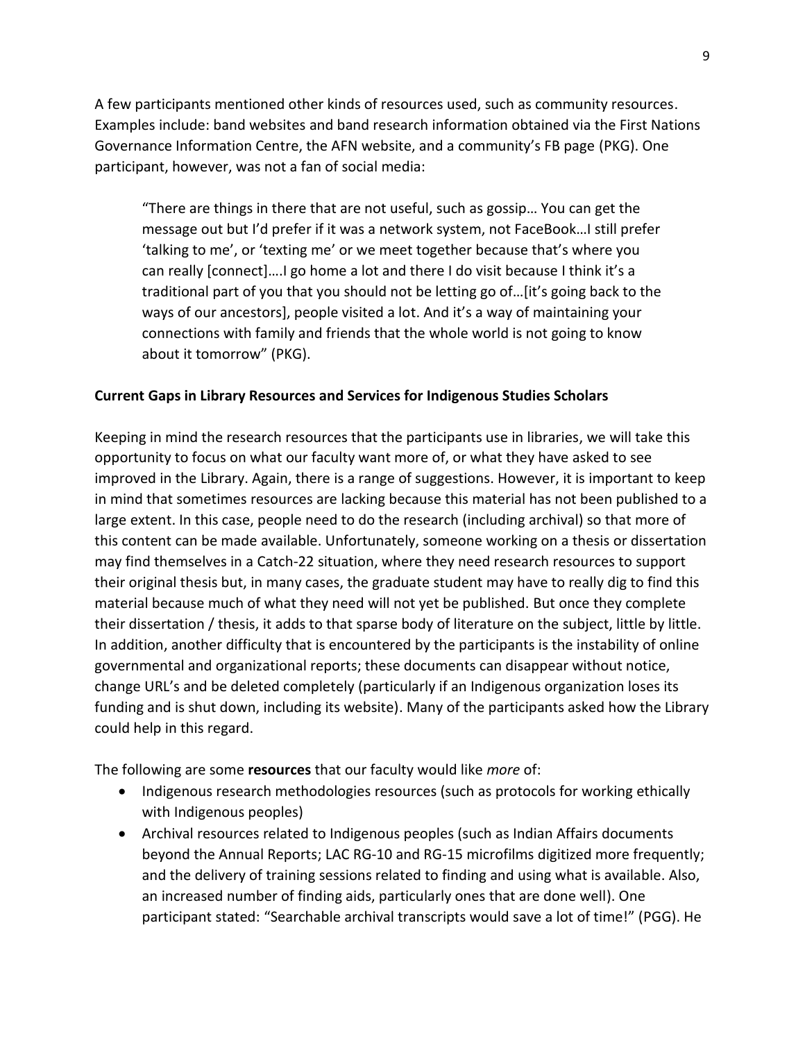A few participants mentioned other kinds of resources used, such as community resources. Examples include: band websites and band research information obtained via the First Nations Governance Information Centre, the AFN website, and a community's FB page (PKG). One participant, however, was not a fan of social media:

> "There are things in there that are not useful, such as gossip… You can get the message out but I'd prefer if it was a network system, not FaceBook…I still prefer 'talking to me', or 'texting me' or we meet together because that's where you can really [connect]….I go home a lot and there I do visit because I think it's a traditional part of you that you should not be letting go of…[it's going back to the ways of our ancestors], people visited a lot. And it's a way of maintaining your connections with family and friends that the whole world is not going to know about it tomorrow" (PKG).

**Current Gaps in Library Resources and Services for Indigenous Studies Scholars**

Keeping in mind the research resources that the participants use in libraries, we will take this opportunity to focus on what our faculty want more of, or what they have asked to see improved in the Library. Again, there is a range of suggestions. However, it is important to keep in mind that sometimes resources are lacking because this material has not been published to a large extent. In this case, people need to do the research (including archival) so that more of this content can be made available. Unfortunately, someone working on a thesis or dissertation may find themselves in a Catch-22 situation, where they need research resources to support their original thesis but, in many cases, the graduate student may have to really dig to find this material because much of what they need will not yet be published. But once they complete their dissertation / thesis, it adds to that sparse body of literature on the subject, little by little. In addition, another difficulty that is encountered by the participants is the instability of online governmental and organizational reports; these documents can disappear without notice, change URL's and be deleted completely (particularly if an Indigenous organization loses its funding and is shut down, including its website). Many of the participants asked how the Library could help in this regard.

The following are some **resources** that our faculty would like *more* of:

- Indigenous research methodologies resources (such as protocols for working ethically with Indigenous peoples)
- Archival resources related to Indigenous peoples (such as Indian Affairs documents beyond the Annual Reports; LAC RG-10 and RG-15 microfilms digitized more frequently; and the delivery of training sessions related to finding and using what is available. Also, an increased number of finding aids, particularly ones that are done well). One participant stated: "Searchable archival transcripts would save a lot of time!" (PGG). He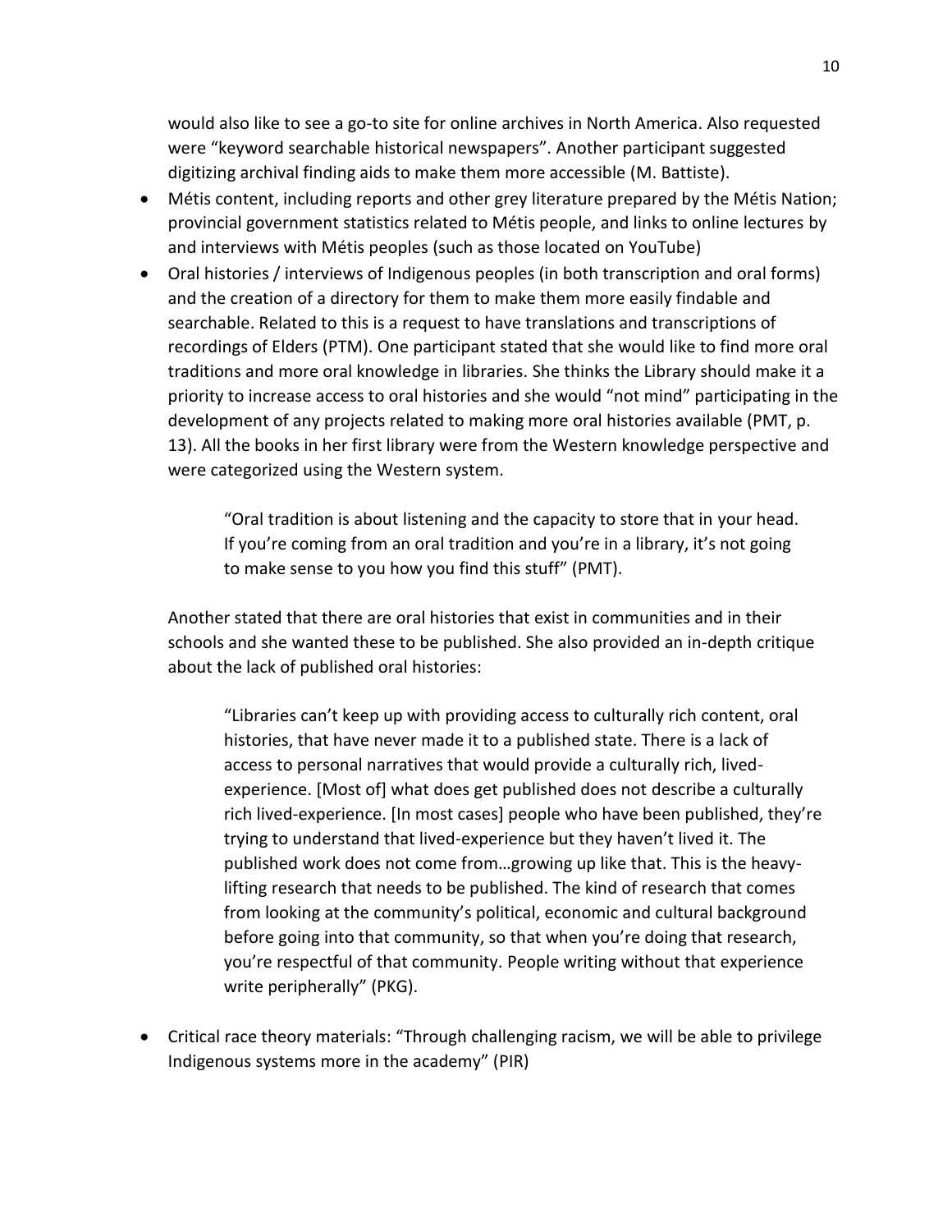would also like to see a go-to site for online archives in North America. Also requested were "keyword searchable historical newspapers". Another participant suggested digitizing archival finding aids to make them more accessible (M. Battiste).

- Métis content, including reports and other grey literature prepared by the Métis Nation; provincial government statistics related to Métis people, and links to online lectures by and interviews with Métis peoples (such as those located on YouTube)
- Oral histories / interviews of Indigenous peoples (in both transcription and oral forms) and the creation of a directory for them to make them more easily findable and searchable. Related to this is a request to have translations and transcriptions of recordings of Elders (PTM). One participant stated that she would like to find more oral traditions and more oral knowledge in libraries. She thinks the Library should make it a priority to increase access to oral histories and she would "not mind" participating in the development of any projects related to making more oral histories available (PMT, p. 13). All the books in her first library were from the Western knowledge perspective and were categorized using the Western system.

  > "Oral tradition is about listening and the capacity to store that in your head. If you're coming from an oral tradition and you're in a library, it's not going to make sense to you how you find this stuff" (PMT).

  Another stated that there are oral histories that exist in communities and in their schools and she wanted these to be published. She also provided an in-depth critique about the lack of published oral histories:

  > "Libraries can't keep up with providing access to culturally rich content, oral histories, that have never made it to a published state. There is a lack of access to personal narratives that would provide a culturally rich, lived-experience. [Most of] what does get published does not describe a culturally rich lived-experience. [In most cases] people who have been published, they're trying to understand that lived-experience but they haven't lived it. The published work does not come from…growing up like that. This is the heavy-lifting research that needs to be published. The kind of research that comes from looking at the community's political, economic and cultural background before going into that community, so that when you're doing that research, you're respectful of that community. People writing without that experience write peripherally" (PKG).

- Critical race theory materials: "Through challenging racism, we will be able to privilege Indigenous systems more in the academy" (PIR)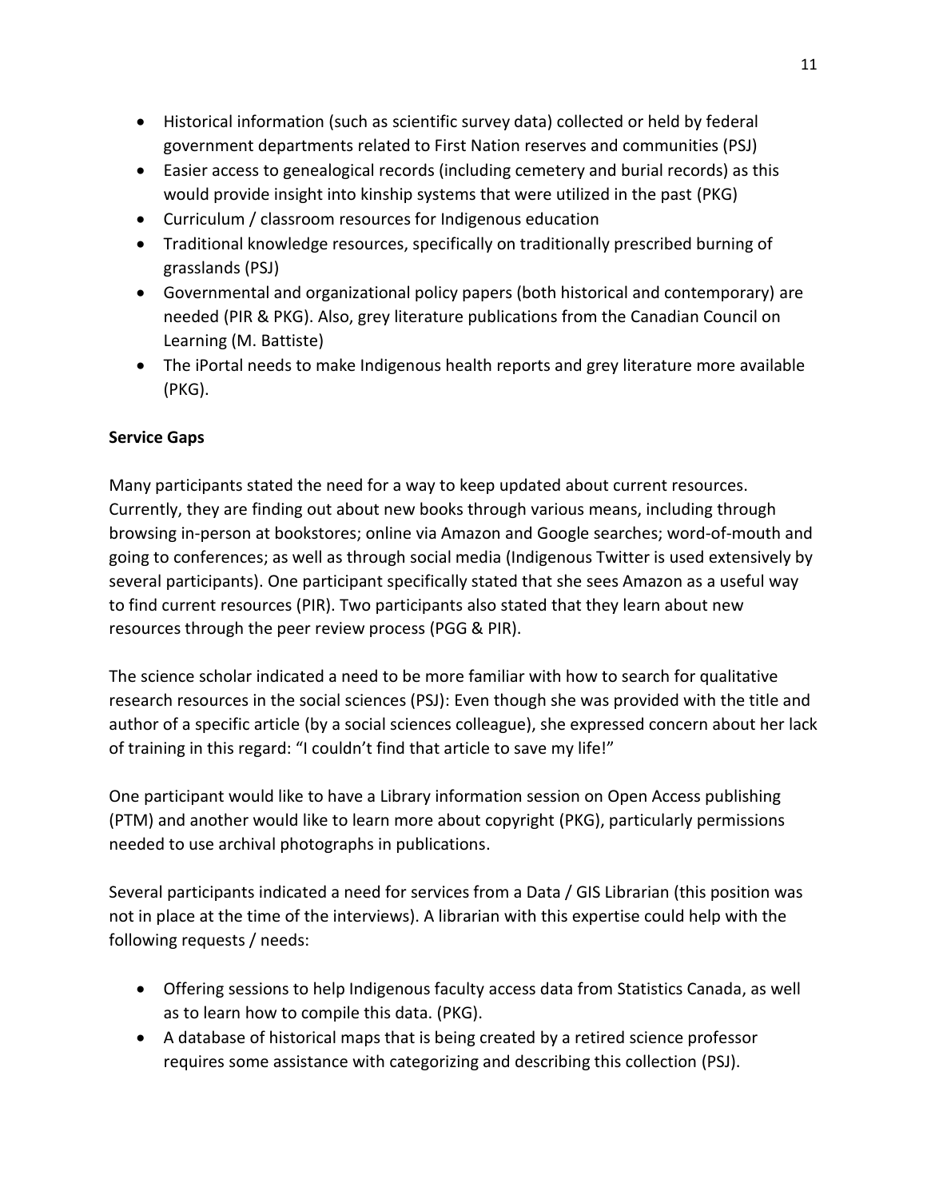- Historical information (such as scientific survey data) collected or held by federal government departments related to First Nation reserves and communities (PSJ)
- Easier access to genealogical records (including cemetery and burial records) as this would provide insight into kinship systems that were utilized in the past (PKG)
- Curriculum / classroom resources for Indigenous education
- Traditional knowledge resources, specifically on traditionally prescribed burning of grasslands (PSJ)
- Governmental and organizational policy papers (both historical and contemporary) are needed (PIR & PKG). Also, grey literature publications from the Canadian Council on Learning (M. Battiste)
- The iPortal needs to make Indigenous health reports and grey literature more available (PKG).

**Service Gaps**

Many participants stated the need for a way to keep updated about current resources. Currently, they are finding out about new books through various means, including through browsing in-person at bookstores; online via Amazon and Google searches; word-of-mouth and going to conferences; as well as through social media (Indigenous Twitter is used extensively by several participants). One participant specifically stated that she sees Amazon as a useful way to find current resources (PIR). Two participants also stated that they learn about new resources through the peer review process (PGG & PIR).

The science scholar indicated a need to be more familiar with how to search for qualitative research resources in the social sciences (PSJ): Even though she was provided with the title and author of a specific article (by a social sciences colleague), she expressed concern about her lack of training in this regard: "I couldn't find that article to save my life!"

One participant would like to have a Library information session on Open Access publishing (PTM) and another would like to learn more about copyright (PKG), particularly permissions needed to use archival photographs in publications.

Several participants indicated a need for services from a Data / GIS Librarian (this position was not in place at the time of the interviews). A librarian with this expertise could help with the following requests / needs:

- Offering sessions to help Indigenous faculty access data from Statistics Canada, as well as to learn how to compile this data. (PKG).
- A database of historical maps that is being created by a retired science professor requires some assistance with categorizing and describing this collection (PSJ).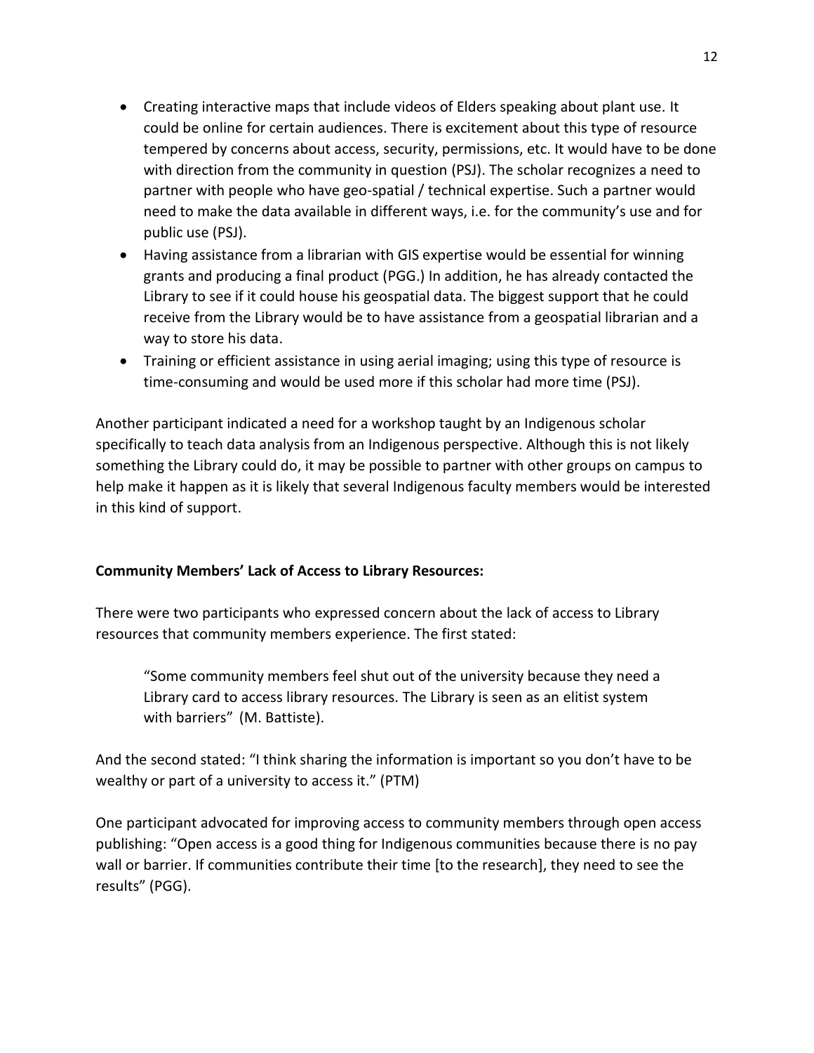- Creating interactive maps that include videos of Elders speaking about plant use. It could be online for certain audiences. There is excitement about this type of resource tempered by concerns about access, security, permissions, etc. It would have to be done with direction from the community in question (PSJ). The scholar recognizes a need to partner with people who have geo-spatial / technical expertise. Such a partner would need to make the data available in different ways, i.e. for the community's use and for public use (PSJ).
- Having assistance from a librarian with GIS expertise would be essential for winning grants and producing a final product (PGG.) In addition, he has already contacted the Library to see if it could house his geospatial data. The biggest support that he could receive from the Library would be to have assistance from a geospatial librarian and a way to store his data.
- Training or efficient assistance in using aerial imaging; using this type of resource is time-consuming and would be used more if this scholar had more time (PSJ).

Another participant indicated a need for a workshop taught by an Indigenous scholar specifically to teach data analysis from an Indigenous perspective. Although this is not likely something the Library could do, it may be possible to partner with other groups on campus to help make it happen as it is likely that several Indigenous faculty members would be interested in this kind of support.

**Community Members' Lack of Access to Library Resources:**

There were two participants who expressed concern about the lack of access to Library resources that community members experience. The first stated:

> "Some community members feel shut out of the university because they need a Library card to access library resources. The Library is seen as an elitist system with barriers" (M. Battiste).

And the second stated: "I think sharing the information is important so you don't have to be wealthy or part of a university to access it." (PTM)

One participant advocated for improving access to community members through open access publishing: "Open access is a good thing for Indigenous communities because there is no pay wall or barrier. If communities contribute their time [to the research], they need to see the results" (PGG).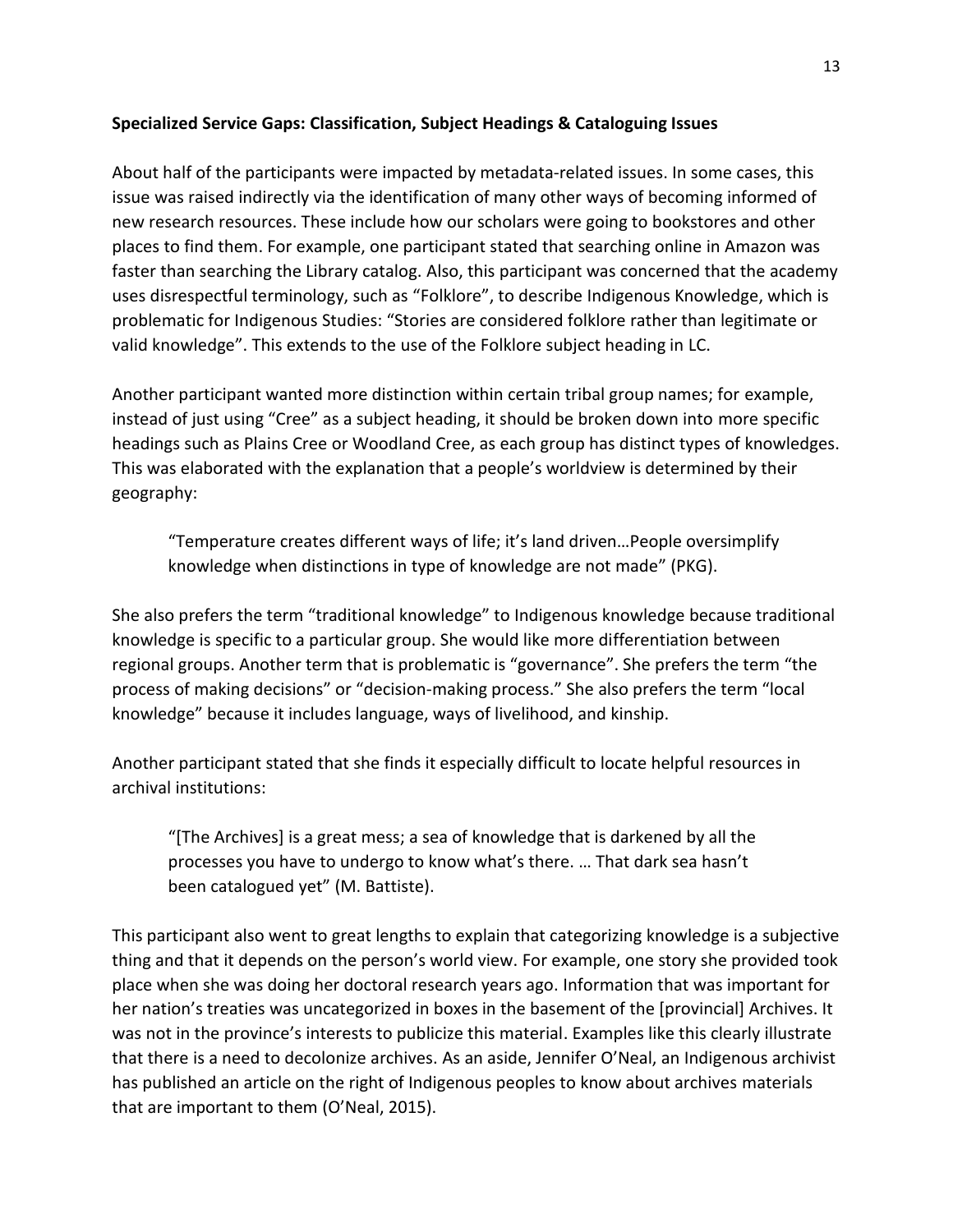**Specialized Service Gaps: Classification, Subject Headings & Cataloguing Issues**

About half of the participants were impacted by metadata-related issues. In some cases, this issue was raised indirectly via the identification of many other ways of becoming informed of new research resources. These include how our scholars were going to bookstores and other places to find them. For example, one participant stated that searching online in Amazon was faster than searching the Library catalog. Also, this participant was concerned that the academy uses disrespectful terminology, such as “Folklore”, to describe Indigenous Knowledge, which is problematic for Indigenous Studies: “Stories are considered folklore rather than legitimate or valid knowledge”. This extends to the use of the Folklore subject heading in LC.

Another participant wanted more distinction within certain tribal group names; for example, instead of just using “Cree” as a subject heading, it should be broken down into more specific headings such as Plains Cree or Woodland Cree, as each group has distinct types of knowledges. This was elaborated with the explanation that a people’s worldview is determined by their geography:

> “Temperature creates different ways of life; it’s land driven…People oversimplify knowledge when distinctions in type of knowledge are not made” (PKG).

She also prefers the term “traditional knowledge” to Indigenous knowledge because traditional knowledge is specific to a particular group. She would like more differentiation between regional groups. Another term that is problematic is “governance”. She prefers the term “the process of making decisions” or “decision-making process.” She also prefers the term “local knowledge” because it includes language, ways of livelihood, and kinship.

Another participant stated that she finds it especially difficult to locate helpful resources in archival institutions:

> “[The Archives] is a great mess; a sea of knowledge that is darkened by all the processes you have to undergo to know what’s there. … That dark sea hasn’t been catalogued yet” (M. Battiste).

This participant also went to great lengths to explain that categorizing knowledge is a subjective thing and that it depends on the person’s world view. For example, one story she provided took place when she was doing her doctoral research years ago. Information that was important for her nation’s treaties was uncategorized in boxes in the basement of the [provincial] Archives. It was not in the province’s interests to publicize this material. Examples like this clearly illustrate that there is a need to decolonize archives. As an aside, Jennifer O’Neal, an Indigenous archivist has published an article on the right of Indigenous peoples to know about archives materials that are important to them (O’Neal, 2015).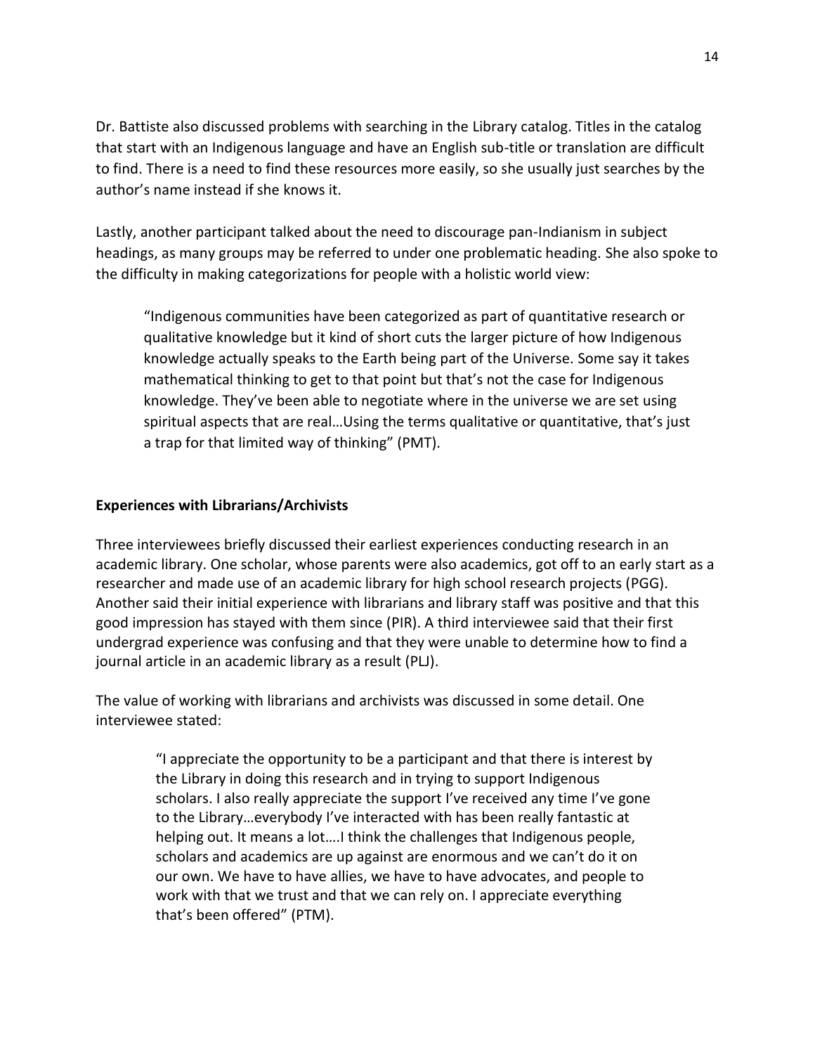Dr. Battiste also discussed problems with searching in the Library catalog. Titles in the catalog that start with an Indigenous language and have an English sub-title or translation are difficult to find. There is a need to find these resources more easily, so she usually just searches by the author's name instead if she knows it.

Lastly, another participant talked about the need to discourage pan-Indianism in subject headings, as many groups may be referred to under one problematic heading. She also spoke to the difficulty in making categorizations for people with a holistic world view:

> "Indigenous communities have been categorized as part of quantitative research or qualitative knowledge but it kind of short cuts the larger picture of how Indigenous knowledge actually speaks to the Earth being part of the Universe. Some say it takes mathematical thinking to get to that point but that's not the case for Indigenous knowledge. They've been able to negotiate where in the universe we are set using spiritual aspects that are real…Using the terms qualitative or quantitative, that's just a trap for that limited way of thinking" (PMT).

**Experiences with Librarians/Archivists**

Three interviewees briefly discussed their earliest experiences conducting research in an academic library. One scholar, whose parents were also academics, got off to an early start as a researcher and made use of an academic library for high school research projects (PGG). Another said their initial experience with librarians and library staff was positive and that this good impression has stayed with them since (PIR). A third interviewee said that their first undergrad experience was confusing and that they were unable to determine how to find a journal article in an academic library as a result (PLJ).

The value of working with librarians and archivists was discussed in some detail. One interviewee stated:

> "I appreciate the opportunity to be a participant and that there is interest by the Library in doing this research and in trying to support Indigenous scholars. I also really appreciate the support I've received any time I've gone to the Library…everybody I've interacted with has been really fantastic at helping out. It means a lot….I think the challenges that Indigenous people, scholars and academics are up against are enormous and we can't do it on our own. We have to have allies, we have to have advocates, and people to work with that we trust and that we can rely on. I appreciate everything that's been offered" (PTM).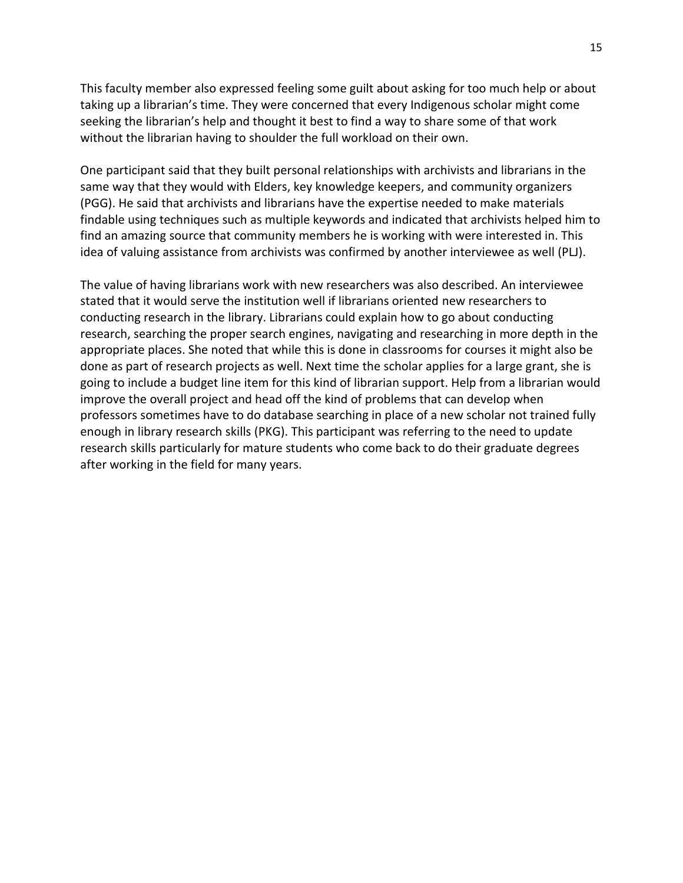This faculty member also expressed feeling some guilt about asking for too much help or about taking up a librarian's time. They were concerned that every Indigenous scholar might come seeking the librarian's help and thought it best to find a way to share some of that work without the librarian having to shoulder the full workload on their own.

One participant said that they built personal relationships with archivists and librarians in the same way that they would with Elders, key knowledge keepers, and community organizers (PGG). He said that archivists and librarians have the expertise needed to make materials findable using techniques such as multiple keywords and indicated that archivists helped him to find an amazing source that community members he is working with were interested in. This idea of valuing assistance from archivists was confirmed by another interviewee as well (PLJ).

The value of having librarians work with new researchers was also described. An interviewee stated that it would serve the institution well if librarians oriented new researchers to conducting research in the library. Librarians could explain how to go about conducting research, searching the proper search engines, navigating and researching in more depth in the appropriate places. She noted that while this is done in classrooms for courses it might also be done as part of research projects as well. Next time the scholar applies for a large grant, she is going to include a budget line item for this kind of librarian support. Help from a librarian would improve the overall project and head off the kind of problems that can develop when professors sometimes have to do database searching in place of a new scholar not trained fully enough in library research skills (PKG). This participant was referring to the need to update research skills particularly for mature students who come back to do their graduate degrees after working in the field for many years.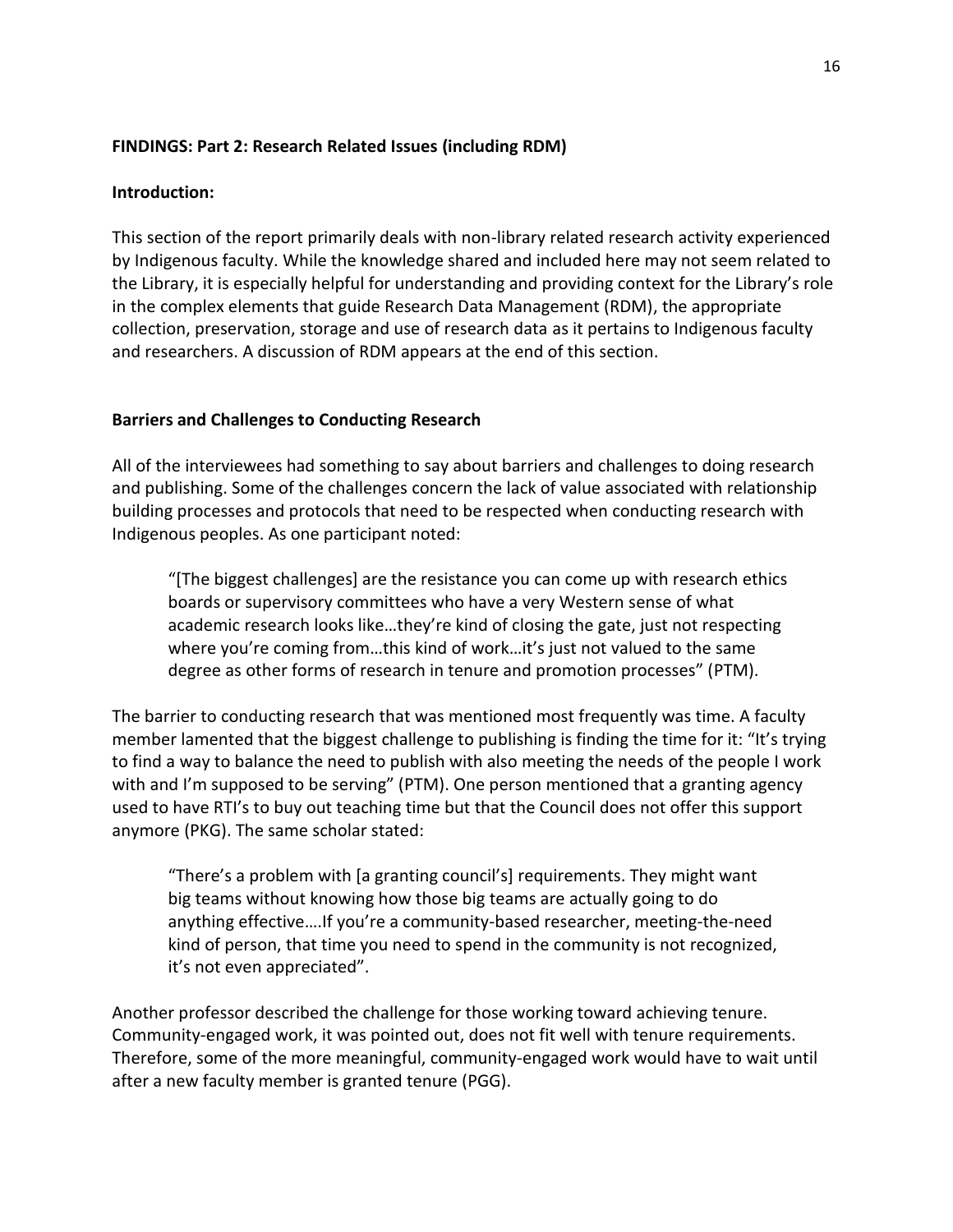**FINDINGS: Part 2: Research Related Issues (including RDM)**

**Introduction:**

This section of the report primarily deals with non-library related research activity experienced by Indigenous faculty. While the knowledge shared and included here may not seem related to the Library, it is especially helpful for understanding and providing context for the Library's role in the complex elements that guide Research Data Management (RDM), the appropriate collection, preservation, storage and use of research data as it pertains to Indigenous faculty and researchers. A discussion of RDM appears at the end of this section.

**Barriers and Challenges to Conducting Research**

All of the interviewees had something to say about barriers and challenges to doing research and publishing. Some of the challenges concern the lack of value associated with relationship building processes and protocols that need to be respected when conducting research with Indigenous peoples. As one participant noted:

> "[The biggest challenges] are the resistance you can come up with research ethics boards or supervisory committees who have a very Western sense of what academic research looks like…they're kind of closing the gate, just not respecting where you're coming from…this kind of work…it's just not valued to the same degree as other forms of research in tenure and promotion processes" (PTM).

The barrier to conducting research that was mentioned most frequently was time. A faculty member lamented that the biggest challenge to publishing is finding the time for it: "It's trying to find a way to balance the need to publish with also meeting the needs of the people I work with and I'm supposed to be serving" (PTM). One person mentioned that a granting agency used to have RTI's to buy out teaching time but that the Council does not offer this support anymore (PKG). The same scholar stated:

> "There's a problem with [a granting council's] requirements. They might want big teams without knowing how those big teams are actually going to do anything effective….If you're a community-based researcher, meeting-the-need kind of person, that time you need to spend in the community is not recognized, it's not even appreciated".

Another professor described the challenge for those working toward achieving tenure. Community-engaged work, it was pointed out, does not fit well with tenure requirements. Therefore, some of the more meaningful, community-engaged work would have to wait until after a new faculty member is granted tenure (PGG).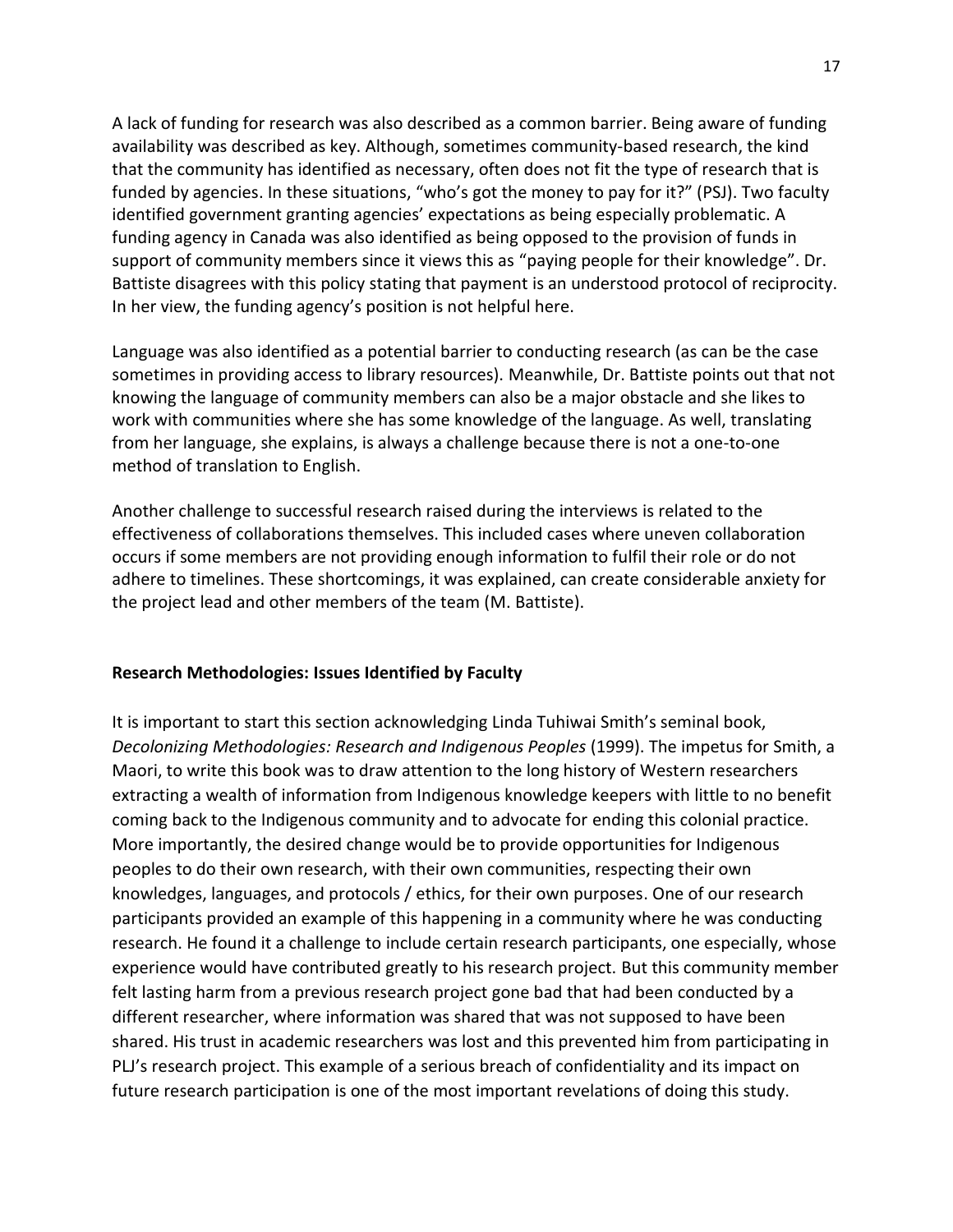A lack of funding for research was also described as a common barrier. Being aware of funding availability was described as key. Although, sometimes community-based research, the kind that the community has identified as necessary, often does not fit the type of research that is funded by agencies. In these situations, "who's got the money to pay for it?" (PSJ). Two faculty identified government granting agencies' expectations as being especially problematic. A funding agency in Canada was also identified as being opposed to the provision of funds in support of community members since it views this as "paying people for their knowledge". Dr. Battiste disagrees with this policy stating that payment is an understood protocol of reciprocity. In her view, the funding agency's position is not helpful here.

Language was also identified as a potential barrier to conducting research (as can be the case sometimes in providing access to library resources). Meanwhile, Dr. Battiste points out that not knowing the language of community members can also be a major obstacle and she likes to work with communities where she has some knowledge of the language. As well, translating from her language, she explains, is always a challenge because there is not a one-to-one method of translation to English.

Another challenge to successful research raised during the interviews is related to the effectiveness of collaborations themselves. This included cases where uneven collaboration occurs if some members are not providing enough information to fulfil their role or do not adhere to timelines. These shortcomings, it was explained, can create considerable anxiety for the project lead and other members of the team (M. Battiste).

**Research Methodologies: Issues Identified by Faculty**

It is important to start this section acknowledging Linda Tuhiwai Smith's seminal book, *Decolonizing Methodologies: Research and Indigenous Peoples* (1999). The impetus for Smith, a Maori, to write this book was to draw attention to the long history of Western researchers extracting a wealth of information from Indigenous knowledge keepers with little to no benefit coming back to the Indigenous community and to advocate for ending this colonial practice. More importantly, the desired change would be to provide opportunities for Indigenous peoples to do their own research, with their own communities, respecting their own knowledges, languages, and protocols / ethics, for their own purposes. One of our research participants provided an example of this happening in a community where he was conducting research. He found it a challenge to include certain research participants, one especially, whose experience would have contributed greatly to his research project. But this community member felt lasting harm from a previous research project gone bad that had been conducted by a different researcher, where information was shared that was not supposed to have been shared. His trust in academic researchers was lost and this prevented him from participating in PLJ's research project. This example of a serious breach of confidentiality and its impact on future research participation is one of the most important revelations of doing this study.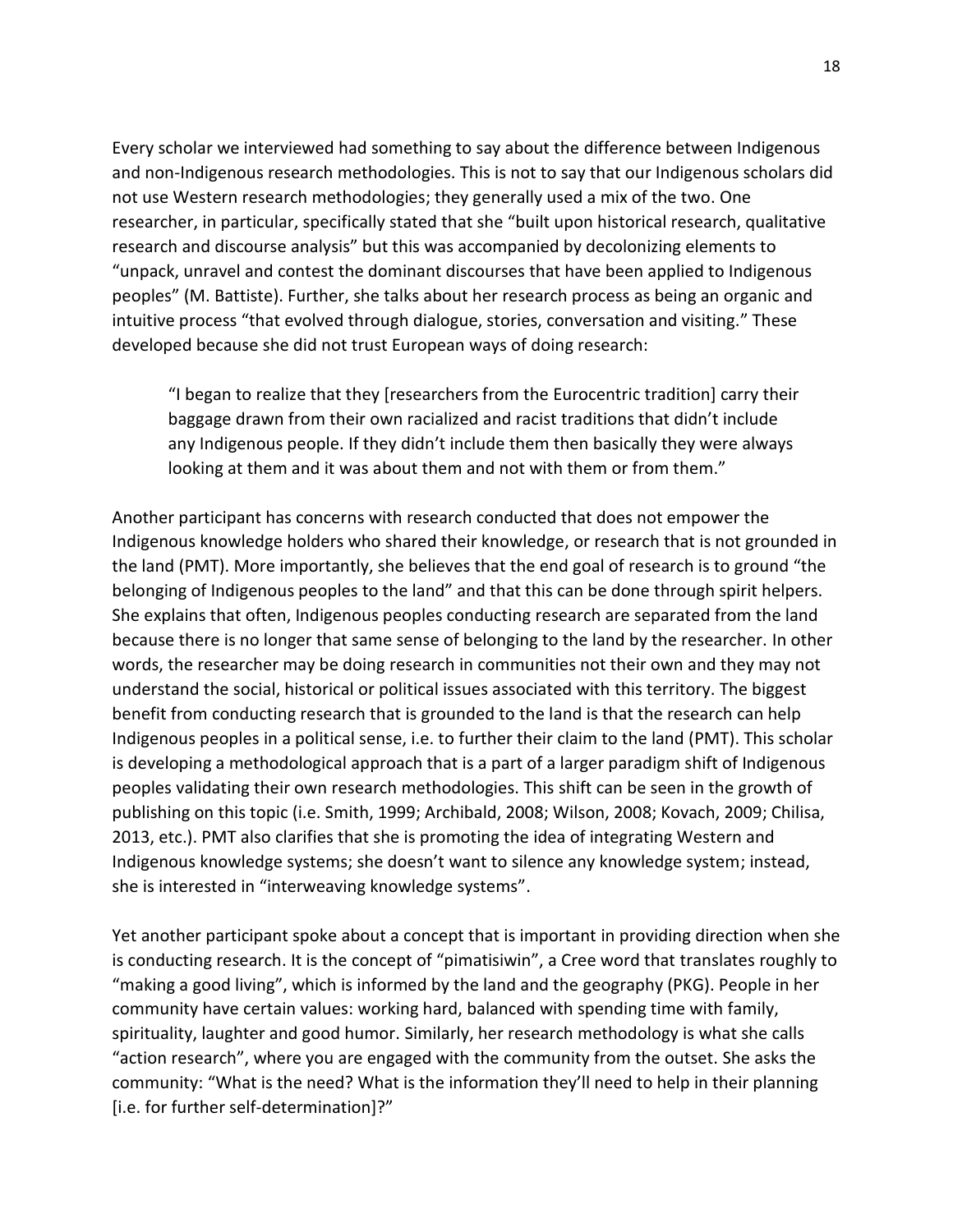Every scholar we interviewed had something to say about the difference between Indigenous and non-Indigenous research methodologies. This is not to say that our Indigenous scholars did not use Western research methodologies; they generally used a mix of the two. One researcher, in particular, specifically stated that she "built upon historical research, qualitative research and discourse analysis" but this was accompanied by decolonizing elements to "unpack, unravel and contest the dominant discourses that have been applied to Indigenous peoples" (M. Battiste). Further, she talks about her research process as being an organic and intuitive process "that evolved through dialogue, stories, conversation and visiting." These developed because she did not trust European ways of doing research:

> "I began to realize that they [researchers from the Eurocentric tradition] carry their baggage drawn from their own racialized and racist traditions that didn't include any Indigenous people. If they didn't include them then basically they were always looking at them and it was about them and not with them or from them."

Another participant has concerns with research conducted that does not empower the Indigenous knowledge holders who shared their knowledge, or research that is not grounded in the land (PMT). More importantly, she believes that the end goal of research is to ground "the belonging of Indigenous peoples to the land" and that this can be done through spirit helpers. She explains that often, Indigenous peoples conducting research are separated from the land because there is no longer that same sense of belonging to the land by the researcher. In other words, the researcher may be doing research in communities not their own and they may not understand the social, historical or political issues associated with this territory. The biggest benefit from conducting research that is grounded to the land is that the research can help Indigenous peoples in a political sense, i.e. to further their claim to the land (PMT). This scholar is developing a methodological approach that is a part of a larger paradigm shift of Indigenous peoples validating their own research methodologies. This shift can be seen in the growth of publishing on this topic (i.e. Smith, 1999; Archibald, 2008; Wilson, 2008; Kovach, 2009; Chilisa, 2013, etc.). PMT also clarifies that she is promoting the idea of integrating Western and Indigenous knowledge systems; she doesn't want to silence any knowledge system; instead, she is interested in "interweaving knowledge systems".

Yet another participant spoke about a concept that is important in providing direction when she is conducting research. It is the concept of "pimatisiwin", a Cree word that translates roughly to "making a good living", which is informed by the land and the geography (PKG). People in her community have certain values: working hard, balanced with spending time with family, spirituality, laughter and good humor. Similarly, her research methodology is what she calls "action research", where you are engaged with the community from the outset. She asks the community: "What is the need? What is the information they'll need to help in their planning [i.e. for further self-determination]?"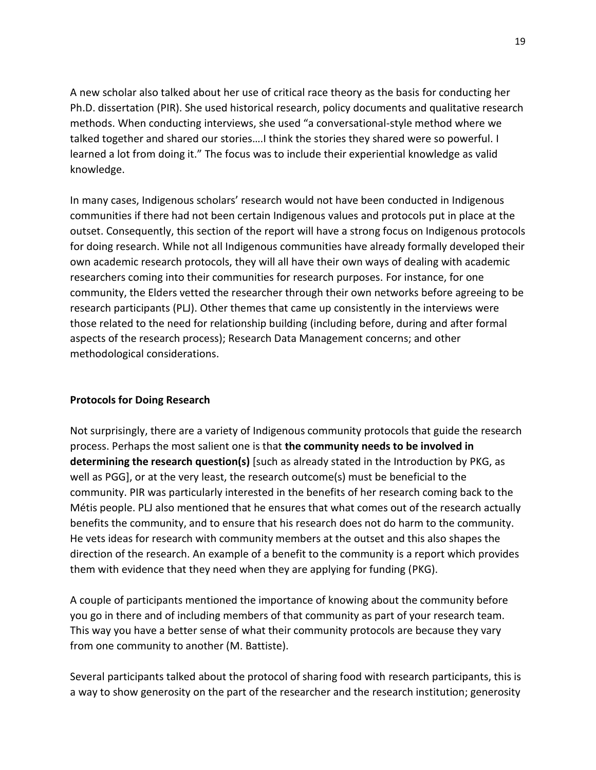A new scholar also talked about her use of critical race theory as the basis for conducting her Ph.D. dissertation (PIR). She used historical research, policy documents and qualitative research methods. When conducting interviews, she used "a conversational-style method where we talked together and shared our stories….I think the stories they shared were so powerful. I learned a lot from doing it." The focus was to include their experiential knowledge as valid knowledge.

In many cases, Indigenous scholars' research would not have been conducted in Indigenous communities if there had not been certain Indigenous values and protocols put in place at the outset. Consequently, this section of the report will have a strong focus on Indigenous protocols for doing research. While not all Indigenous communities have already formally developed their own academic research protocols, they will all have their own ways of dealing with academic researchers coming into their communities for research purposes. For instance, for one community, the Elders vetted the researcher through their own networks before agreeing to be research participants (PLJ). Other themes that came up consistently in the interviews were those related to the need for relationship building (including before, during and after formal aspects of the research process); Research Data Management concerns; and other methodological considerations.

**Protocols for Doing Research**

Not surprisingly, there are a variety of Indigenous community protocols that guide the research process. Perhaps the most salient one is that **the community needs to be involved in determining the research question(s)** [such as already stated in the Introduction by PKG, as well as PGG], or at the very least, the research outcome(s) must be beneficial to the community. PIR was particularly interested in the benefits of her research coming back to the Métis people. PLJ also mentioned that he ensures that what comes out of the research actually benefits the community, and to ensure that his research does not do harm to the community. He vets ideas for research with community members at the outset and this also shapes the direction of the research. An example of a benefit to the community is a report which provides them with evidence that they need when they are applying for funding (PKG).

A couple of participants mentioned the importance of knowing about the community before you go in there and of including members of that community as part of your research team. This way you have a better sense of what their community protocols are because they vary from one community to another (M. Battiste).

Several participants talked about the protocol of sharing food with research participants, this is a way to show generosity on the part of the researcher and the research institution; generosity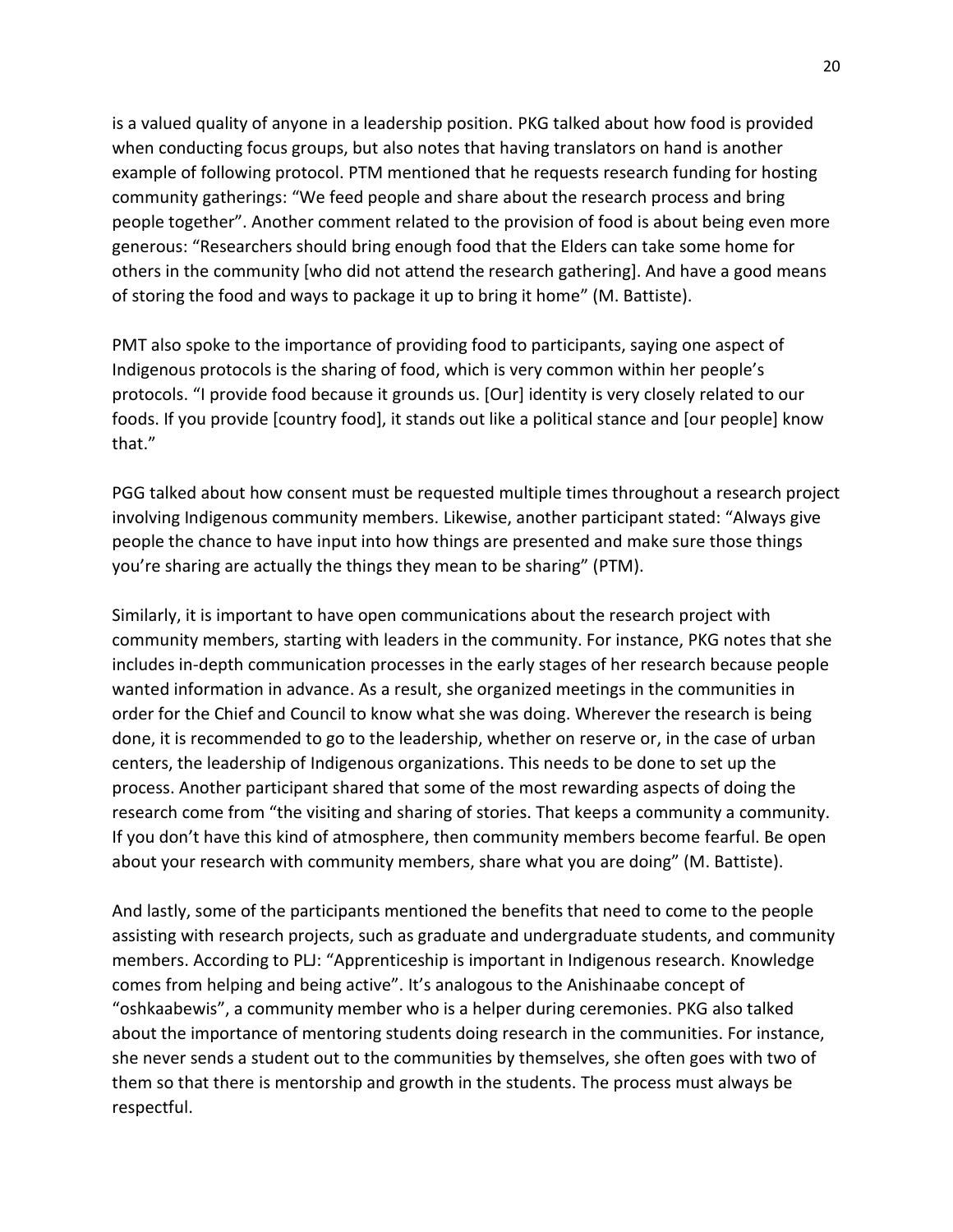is a valued quality of anyone in a leadership position. PKG talked about how food is provided when conducting focus groups, but also notes that having translators on hand is another example of following protocol. PTM mentioned that he requests research funding for hosting community gatherings: "We feed people and share about the research process and bring people together". Another comment related to the provision of food is about being even more generous: "Researchers should bring enough food that the Elders can take some home for others in the community [who did not attend the research gathering]. And have a good means of storing the food and ways to package it up to bring it home" (M. Battiste).

PMT also spoke to the importance of providing food to participants, saying one aspect of Indigenous protocols is the sharing of food, which is very common within her people's protocols. "I provide food because it grounds us. [Our] identity is very closely related to our foods. If you provide [country food], it stands out like a political stance and [our people] know that."

PGG talked about how consent must be requested multiple times throughout a research project involving Indigenous community members. Likewise, another participant stated: "Always give people the chance to have input into how things are presented and make sure those things you're sharing are actually the things they mean to be sharing" (PTM).

Similarly, it is important to have open communications about the research project with community members, starting with leaders in the community. For instance, PKG notes that she includes in-depth communication processes in the early stages of her research because people wanted information in advance. As a result, she organized meetings in the communities in order for the Chief and Council to know what she was doing. Wherever the research is being done, it is recommended to go to the leadership, whether on reserve or, in the case of urban centers, the leadership of Indigenous organizations. This needs to be done to set up the process. Another participant shared that some of the most rewarding aspects of doing the research come from "the visiting and sharing of stories. That keeps a community a community. If you don't have this kind of atmosphere, then community members become fearful. Be open about your research with community members, share what you are doing" (M. Battiste).

And lastly, some of the participants mentioned the benefits that need to come to the people assisting with research projects, such as graduate and undergraduate students, and community members. According to PLJ: "Apprenticeship is important in Indigenous research. Knowledge comes from helping and being active". It's analogous to the Anishinaabe concept of "oshkaabewis", a community member who is a helper during ceremonies. PKG also talked about the importance of mentoring students doing research in the communities. For instance, she never sends a student out to the communities by themselves, she often goes with two of them so that there is mentorship and growth in the students. The process must always be respectful.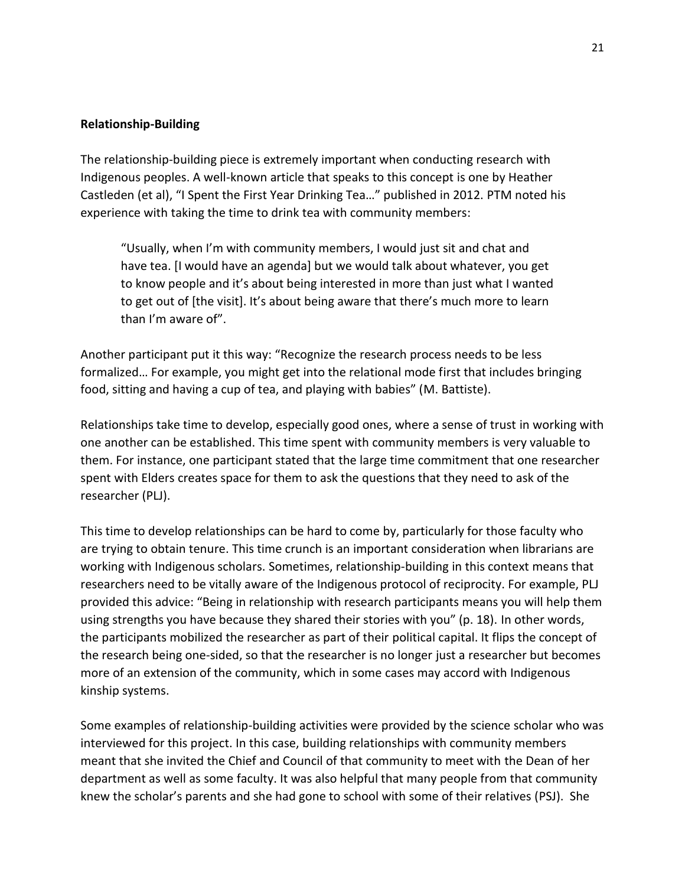**Relationship-Building**

The relationship-building piece is extremely important when conducting research with Indigenous peoples. A well-known article that speaks to this concept is one by Heather Castleden (et al), "I Spent the First Year Drinking Tea…" published in 2012. PTM noted his experience with taking the time to drink tea with community members:

> "Usually, when I'm with community members, I would just sit and chat and have tea. [I would have an agenda] but we would talk about whatever, you get to know people and it's about being interested in more than just what I wanted to get out of [the visit]. It's about being aware that there's much more to learn than I'm aware of".

Another participant put it this way: "Recognize the research process needs to be less formalized… For example, you might get into the relational mode first that includes bringing food, sitting and having a cup of tea, and playing with babies" (M. Battiste).

Relationships take time to develop, especially good ones, where a sense of trust in working with one another can be established. This time spent with community members is very valuable to them. For instance, one participant stated that the large time commitment that one researcher spent with Elders creates space for them to ask the questions that they need to ask of the researcher (PLJ).

This time to develop relationships can be hard to come by, particularly for those faculty who are trying to obtain tenure. This time crunch is an important consideration when librarians are working with Indigenous scholars. Sometimes, relationship-building in this context means that researchers need to be vitally aware of the Indigenous protocol of reciprocity. For example, PLJ provided this advice: "Being in relationship with research participants means you will help them using strengths you have because they shared their stories with you" (p. 18). In other words, the participants mobilized the researcher as part of their political capital. It flips the concept of the research being one-sided, so that the researcher is no longer just a researcher but becomes more of an extension of the community, which in some cases may accord with Indigenous kinship systems.

Some examples of relationship-building activities were provided by the science scholar who was interviewed for this project. In this case, building relationships with community members meant that she invited the Chief and Council of that community to meet with the Dean of her department as well as some faculty. It was also helpful that many people from that community knew the scholar's parents and she had gone to school with some of their relatives (PSJ). She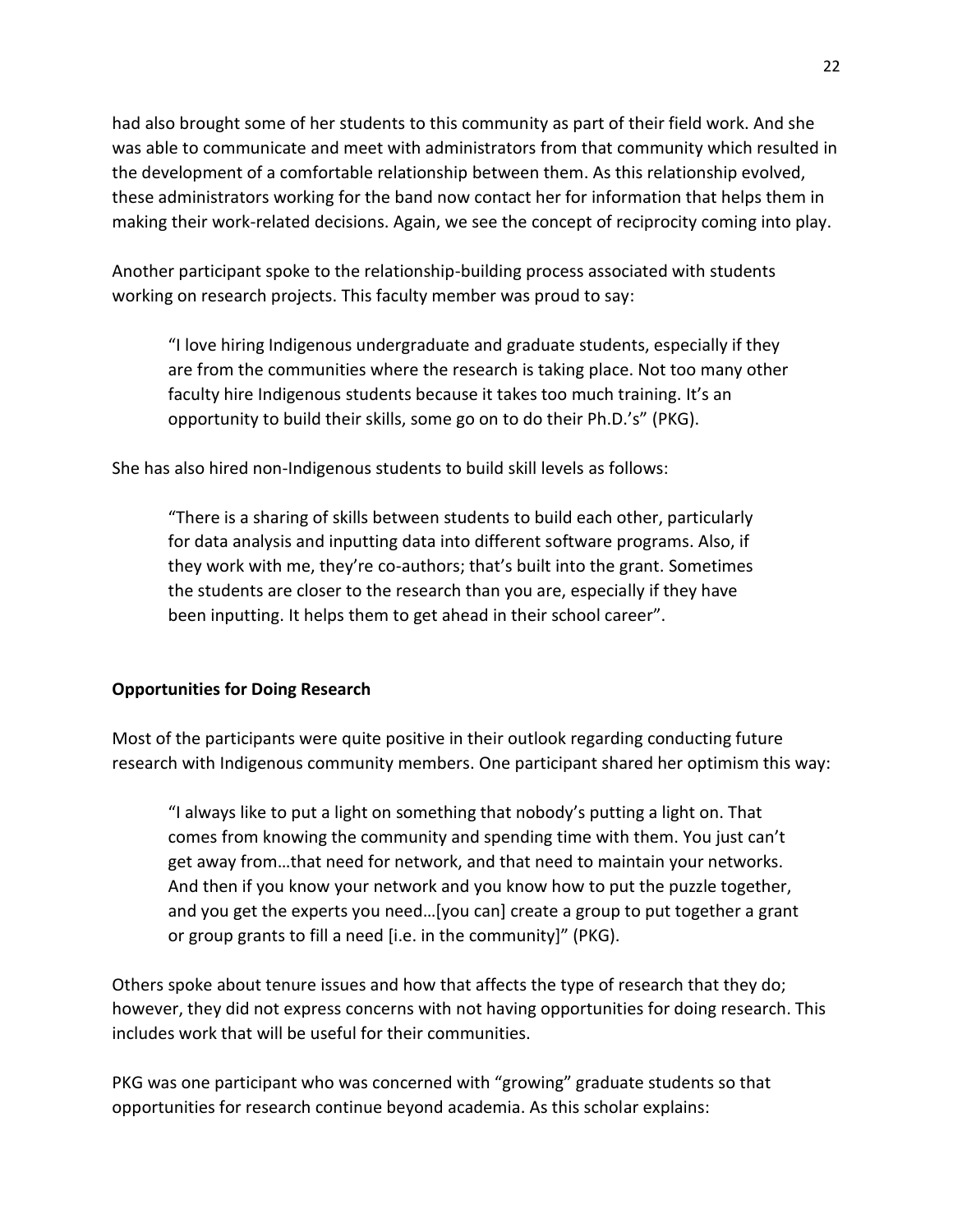had also brought some of her students to this community as part of their field work. And she was able to communicate and meet with administrators from that community which resulted in the development of a comfortable relationship between them. As this relationship evolved, these administrators working for the band now contact her for information that helps them in making their work-related decisions. Again, we see the concept of reciprocity coming into play.

Another participant spoke to the relationship-building process associated with students working on research projects. This faculty member was proud to say:

> "I love hiring Indigenous undergraduate and graduate students, especially if they are from the communities where the research is taking place. Not too many other faculty hire Indigenous students because it takes too much training. It's an opportunity to build their skills, some go on to do their Ph.D.'s" (PKG).

She has also hired non-Indigenous students to build skill levels as follows:

> "There is a sharing of skills between students to build each other, particularly for data analysis and inputting data into different software programs. Also, if they work with me, they're co-authors; that's built into the grant. Sometimes the students are closer to the research than you are, especially if they have been inputting. It helps them to get ahead in their school career".

**Opportunities for Doing Research**

Most of the participants were quite positive in their outlook regarding conducting future research with Indigenous community members. One participant shared her optimism this way:

> "I always like to put a light on something that nobody's putting a light on. That comes from knowing the community and spending time with them. You just can't get away from…that need for network, and that need to maintain your networks. And then if you know your network and you know how to put the puzzle together, and you get the experts you need…[you can] create a group to put together a grant or group grants to fill a need [i.e. in the community]" (PKG).

Others spoke about tenure issues and how that affects the type of research that they do; however, they did not express concerns with not having opportunities for doing research. This includes work that will be useful for their communities.

PKG was one participant who was concerned with "growing" graduate students so that opportunities for research continue beyond academia. As this scholar explains: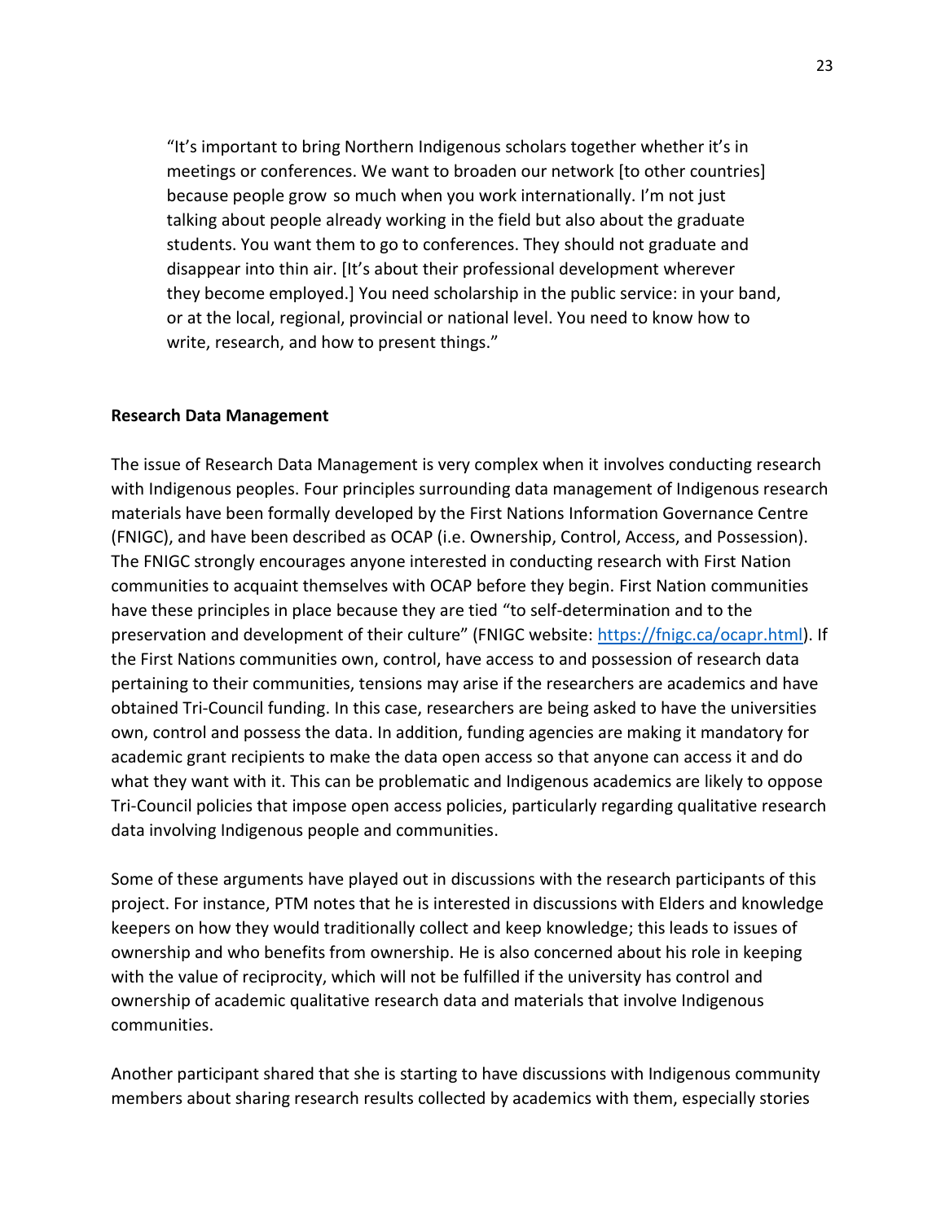> "It's important to bring Northern Indigenous scholars together whether it's in meetings or conferences. We want to broaden our network [to other countries] because people grow so much when you work internationally. I'm not just talking about people already working in the field but also about the graduate students. You want them to go to conferences. They should not graduate and disappear into thin air. [It's about their professional development wherever they become employed.] You need scholarship in the public service: in your band, or at the local, regional, provincial or national level. You need to know how to write, research, and how to present things."

**Research Data Management**

The issue of Research Data Management is very complex when it involves conducting research with Indigenous peoples. Four principles surrounding data management of Indigenous research materials have been formally developed by the First Nations Information Governance Centre (FNIGC), and have been described as OCAP (i.e. Ownership, Control, Access, and Possession). The FNIGC strongly encourages anyone interested in conducting research with First Nation communities to acquaint themselves with OCAP before they begin. First Nation communities have these principles in place because they are tied "to self-determination and to the preservation and development of their culture" (FNIGC website: https://fnigc.ca/ocapr.html). If the First Nations communities own, control, have access to and possession of research data pertaining to their communities, tensions may arise if the researchers are academics and have obtained Tri-Council funding. In this case, researchers are being asked to have the universities own, control and possess the data. In addition, funding agencies are making it mandatory for academic grant recipients to make the data open access so that anyone can access it and do what they want with it. This can be problematic and Indigenous academics are likely to oppose Tri-Council policies that impose open access policies, particularly regarding qualitative research data involving Indigenous people and communities.

Some of these arguments have played out in discussions with the research participants of this project. For instance, PTM notes that he is interested in discussions with Elders and knowledge keepers on how they would traditionally collect and keep knowledge; this leads to issues of ownership and who benefits from ownership. He is also concerned about his role in keeping with the value of reciprocity, which will not be fulfilled if the university has control and ownership of academic qualitative research data and materials that involve Indigenous communities.

Another participant shared that she is starting to have discussions with Indigenous community members about sharing research results collected by academics with them, especially stories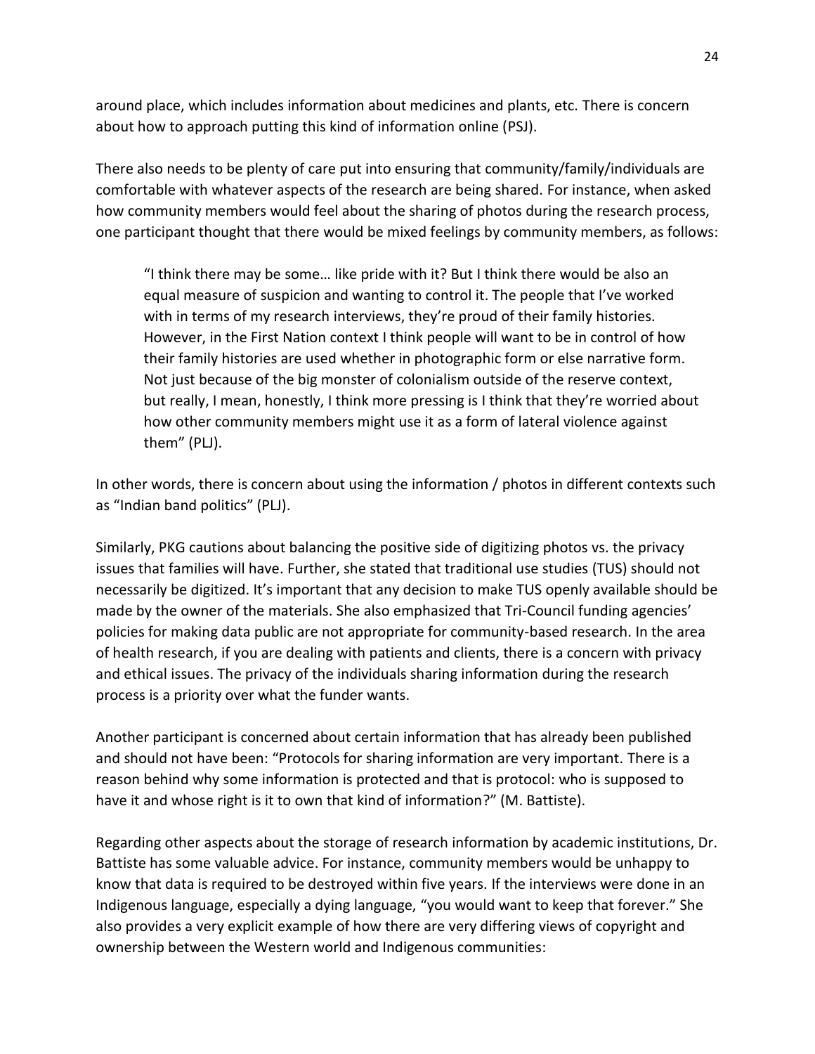around place, which includes information about medicines and plants, etc. There is concern about how to approach putting this kind of information online (PSJ).

There also needs to be plenty of care put into ensuring that community/family/individuals are comfortable with whatever aspects of the research are being shared. For instance, when asked how community members would feel about the sharing of photos during the research process, one participant thought that there would be mixed feelings by community members, as follows:

> "I think there may be some… like pride with it? But I think there would be also an equal measure of suspicion and wanting to control it. The people that I've worked with in terms of my research interviews, they're proud of their family histories. However, in the First Nation context I think people will want to be in control of how their family histories are used whether in photographic form or else narrative form. Not just because of the big monster of colonialism outside of the reserve context, but really, I mean, honestly, I think more pressing is I think that they're worried about how other community members might use it as a form of lateral violence against them" (PLJ).

In other words, there is concern about using the information / photos in different contexts such as "Indian band politics" (PLJ).

Similarly, PKG cautions about balancing the positive side of digitizing photos vs. the privacy issues that families will have. Further, she stated that traditional use studies (TUS) should not necessarily be digitized. It's important that any decision to make TUS openly available should be made by the owner of the materials. She also emphasized that Tri-Council funding agencies' policies for making data public are not appropriate for community-based research. In the area of health research, if you are dealing with patients and clients, there is a concern with privacy and ethical issues. The privacy of the individuals sharing information during the research process is a priority over what the funder wants.

Another participant is concerned about certain information that has already been published and should not have been: "Protocols for sharing information are very important. There is a reason behind why some information is protected and that is protocol: who is supposed to have it and whose right is it to own that kind of information?" (M. Battiste).

Regarding other aspects about the storage of research information by academic institutions, Dr. Battiste has some valuable advice. For instance, community members would be unhappy to know that data is required to be destroyed within five years. If the interviews were done in an Indigenous language, especially a dying language, "you would want to keep that forever." She also provides a very explicit example of how there are very differing views of copyright and ownership between the Western world and Indigenous communities: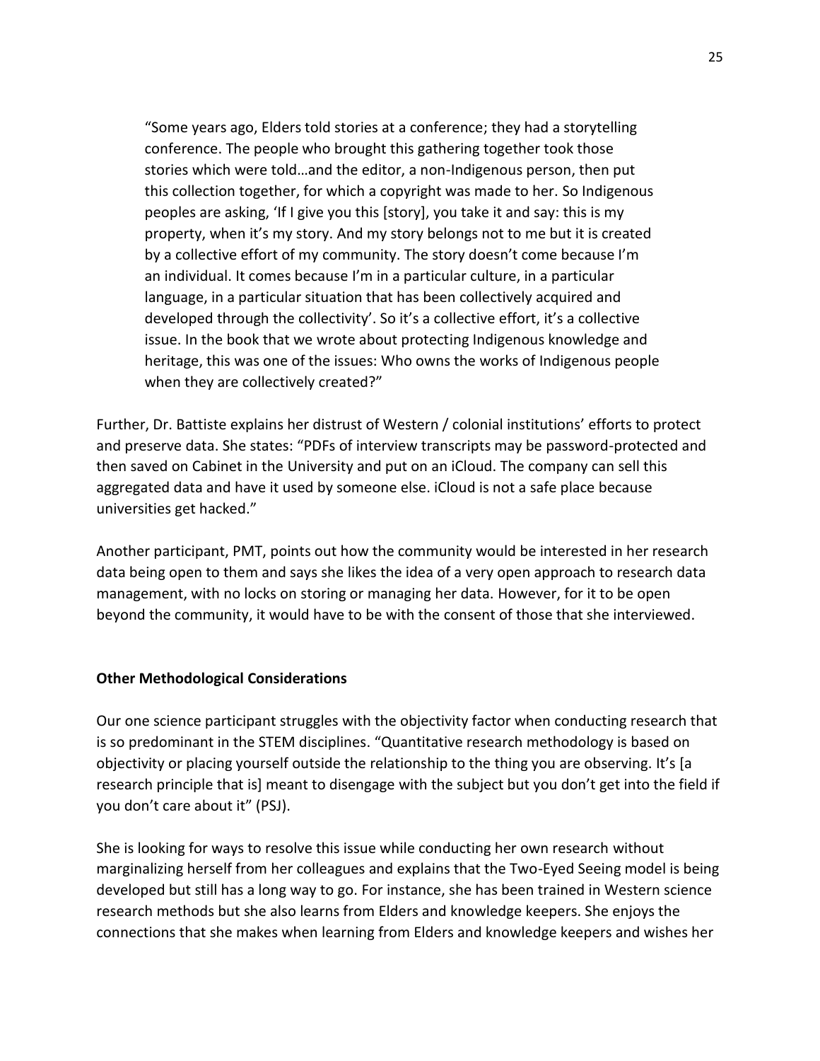> "Some years ago, Elders told stories at a conference; they had a storytelling conference. The people who brought this gathering together took those stories which were told…and the editor, a non-Indigenous person, then put this collection together, for which a copyright was made to her. So Indigenous peoples are asking, 'If I give you this [story], you take it and say: this is my property, when it's my story. And my story belongs not to me but it is created by a collective effort of my community. The story doesn't come because I'm an individual. It comes because I'm in a particular culture, in a particular language, in a particular situation that has been collectively acquired and developed through the collectivity'. So it's a collective effort, it's a collective issue. In the book that we wrote about protecting Indigenous knowledge and heritage, this was one of the issues: Who owns the works of Indigenous people when they are collectively created?"

Further, Dr. Battiste explains her distrust of Western / colonial institutions' efforts to protect and preserve data. She states: "PDFs of interview transcripts may be password-protected and then saved on Cabinet in the University and put on an iCloud. The company can sell this aggregated data and have it used by someone else. iCloud is not a safe place because universities get hacked."

Another participant, PMT, points out how the community would be interested in her research data being open to them and says she likes the idea of a very open approach to research data management, with no locks on storing or managing her data. However, for it to be open beyond the community, it would have to be with the consent of those that she interviewed.

**Other Methodological Considerations**

Our one science participant struggles with the objectivity factor when conducting research that is so predominant in the STEM disciplines. "Quantitative research methodology is based on objectivity or placing yourself outside the relationship to the thing you are observing. It's [a research principle that is] meant to disengage with the subject but you don't get into the field if you don't care about it" (PSJ).

She is looking for ways to resolve this issue while conducting her own research without marginalizing herself from her colleagues and explains that the Two-Eyed Seeing model is being developed but still has a long way to go. For instance, she has been trained in Western science research methods but she also learns from Elders and knowledge keepers. She enjoys the connections that she makes when learning from Elders and knowledge keepers and wishes her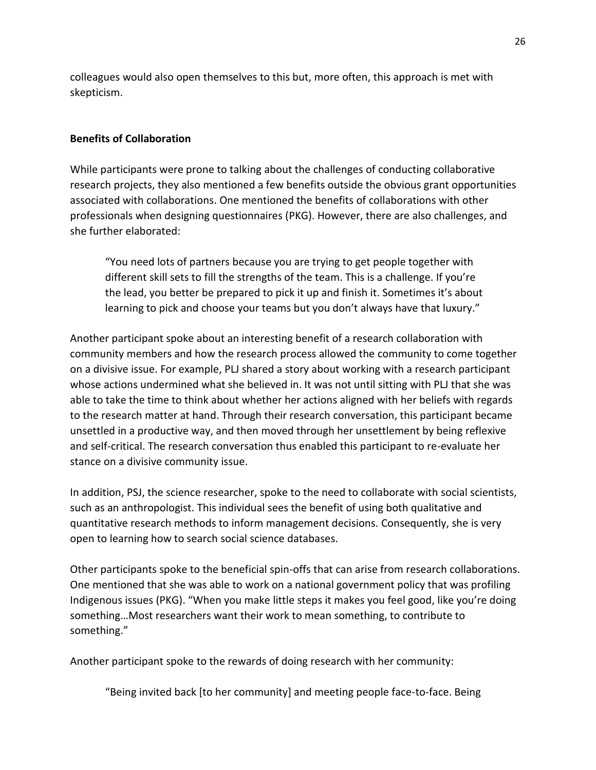colleagues would also open themselves to this but, more often, this approach is met with skepticism.

## Benefits of Collaboration

While participants were prone to talking about the challenges of conducting collaborative research projects, they also mentioned a few benefits outside the obvious grant opportunities associated with collaborations. One mentioned the benefits of collaborations with other professionals when designing questionnaires (PKG). However, there are also challenges, and she further elaborated:

> "You need lots of partners because you are trying to get people together with different skill sets to fill the strengths of the team. This is a challenge. If you're the lead, you better be prepared to pick it up and finish it. Sometimes it's about learning to pick and choose your teams but you don't always have that luxury."

Another participant spoke about an interesting benefit of a research collaboration with community members and how the research process allowed the community to come together on a divisive issue. For example, PLJ shared a story about working with a research participant whose actions undermined what she believed in. It was not until sitting with PLJ that she was able to take the time to think about whether her actions aligned with her beliefs with regards to the research matter at hand. Through their research conversation, this participant became unsettled in a productive way, and then moved through her unsettlement by being reflexive and self-critical. The research conversation thus enabled this participant to re-evaluate her stance on a divisive community issue.

In addition, PSJ, the science researcher, spoke to the need to collaborate with social scientists, such as an anthropologist. This individual sees the benefit of using both qualitative and quantitative research methods to inform management decisions. Consequently, she is very open to learning how to search social science databases.

Other participants spoke to the beneficial spin-offs that can arise from research collaborations. One mentioned that she was able to work on a national government policy that was profiling Indigenous issues (PKG). "When you make little steps it makes you feel good, like you're doing something…Most researchers want their work to mean something, to contribute to something."

Another participant spoke to the rewards of doing research with her community:

> "Being invited back [to her community] and meeting people face-to-face. Being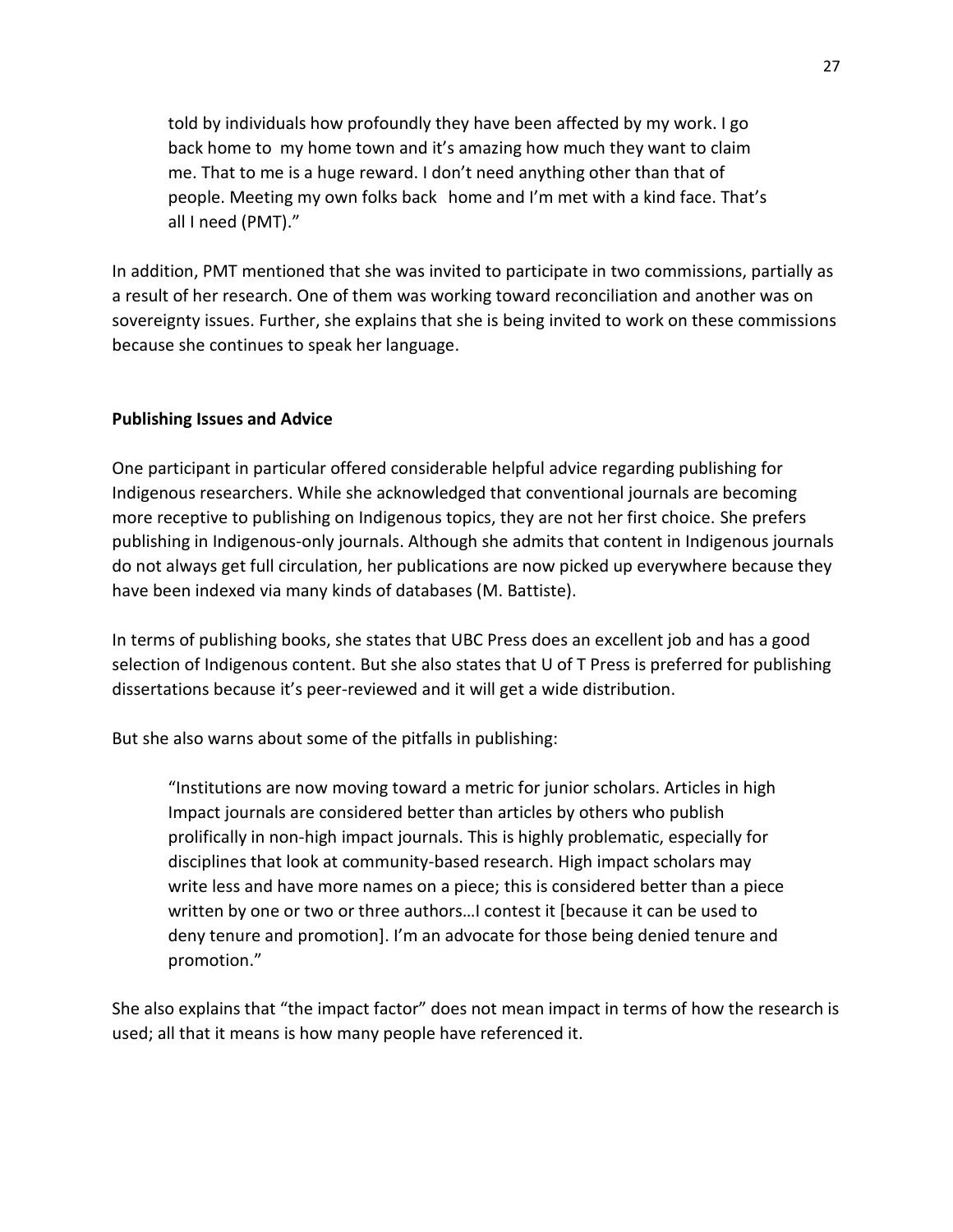> told by individuals how profoundly they have been affected by my work. I go back home to my home town and it's amazing how much they want to claim me. That to me is a huge reward. I don't need anything other than that of people. Meeting my own folks back home and I'm met with a kind face. That's all I need (PMT)."

In addition, PMT mentioned that she was invited to participate in two commissions, partially as a result of her research. One of them was working toward reconciliation and another was on sovereignty issues. Further, she explains that she is being invited to work on these commissions because she continues to speak her language.

**Publishing Issues and Advice**

One participant in particular offered considerable helpful advice regarding publishing for Indigenous researchers. While she acknowledged that conventional journals are becoming more receptive to publishing on Indigenous topics, they are not her first choice. She prefers publishing in Indigenous-only journals. Although she admits that content in Indigenous journals do not always get full circulation, her publications are now picked up everywhere because they have been indexed via many kinds of databases (M. Battiste).

In terms of publishing books, she states that UBC Press does an excellent job and has a good selection of Indigenous content. But she also states that U of T Press is preferred for publishing dissertations because it's peer-reviewed and it will get a wide distribution.

But she also warns about some of the pitfalls in publishing:

> "Institutions are now moving toward a metric for junior scholars. Articles in high Impact journals are considered better than articles by others who publish prolifically in non-high impact journals. This is highly problematic, especially for disciplines that look at community-based research. High impact scholars may write less and have more names on a piece; this is considered better than a piece written by one or two or three authors…I contest it [because it can be used to deny tenure and promotion]. I'm an advocate for those being denied tenure and promotion."

She also explains that "the impact factor" does not mean impact in terms of how the research is used; all that it means is how many people have referenced it.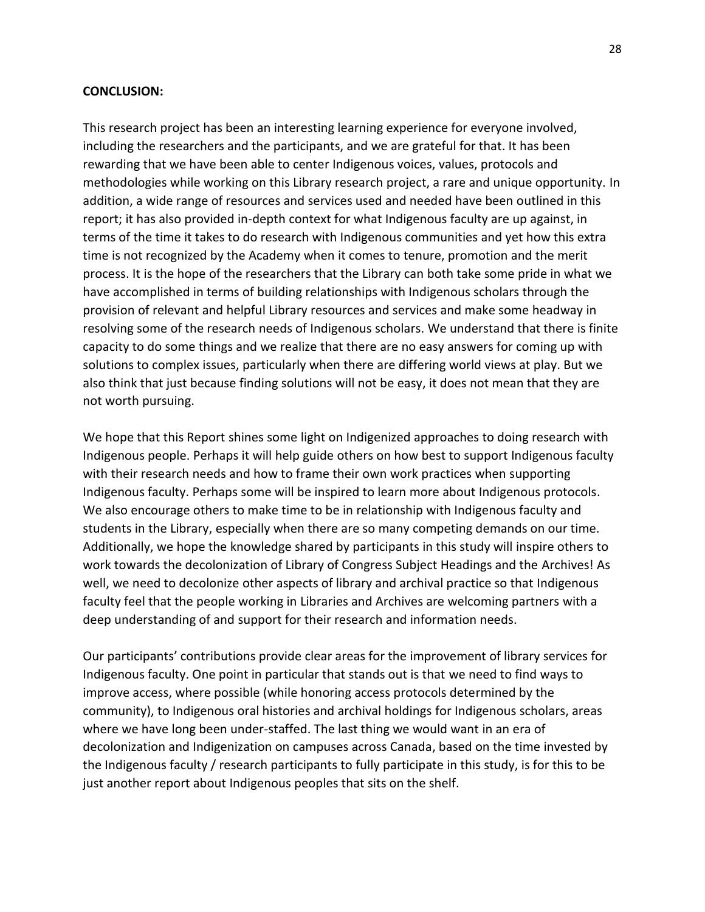**CONCLUSION:**

This research project has been an interesting learning experience for everyone involved, including the researchers and the participants, and we are grateful for that. It has been rewarding that we have been able to center Indigenous voices, values, protocols and methodologies while working on this Library research project, a rare and unique opportunity. In addition, a wide range of resources and services used and needed have been outlined in this report; it has also provided in-depth context for what Indigenous faculty are up against, in terms of the time it takes to do research with Indigenous communities and yet how this extra time is not recognized by the Academy when it comes to tenure, promotion and the merit process. It is the hope of the researchers that the Library can both take some pride in what we have accomplished in terms of building relationships with Indigenous scholars through the provision of relevant and helpful Library resources and services and make some headway in resolving some of the research needs of Indigenous scholars. We understand that there is finite capacity to do some things and we realize that there are no easy answers for coming up with solutions to complex issues, particularly when there are differing world views at play. But we also think that just because finding solutions will not be easy, it does not mean that they are not worth pursuing.

We hope that this Report shines some light on Indigenized approaches to doing research with Indigenous people. Perhaps it will help guide others on how best to support Indigenous faculty with their research needs and how to frame their own work practices when supporting Indigenous faculty. Perhaps some will be inspired to learn more about Indigenous protocols. We also encourage others to make time to be in relationship with Indigenous faculty and students in the Library, especially when there are so many competing demands on our time. Additionally, we hope the knowledge shared by participants in this study will inspire others to work towards the decolonization of Library of Congress Subject Headings and the Archives! As well, we need to decolonize other aspects of library and archival practice so that Indigenous faculty feel that the people working in Libraries and Archives are welcoming partners with a deep understanding of and support for their research and information needs.

Our participants' contributions provide clear areas for the improvement of library services for Indigenous faculty. One point in particular that stands out is that we need to find ways to improve access, where possible (while honoring access protocols determined by the community), to Indigenous oral histories and archival holdings for Indigenous scholars, areas where we have long been under-staffed. The last thing we would want in an era of decolonization and Indigenization on campuses across Canada, based on the time invested by the Indigenous faculty / research participants to fully participate in this study, is for this to be just another report about Indigenous peoples that sits on the shelf.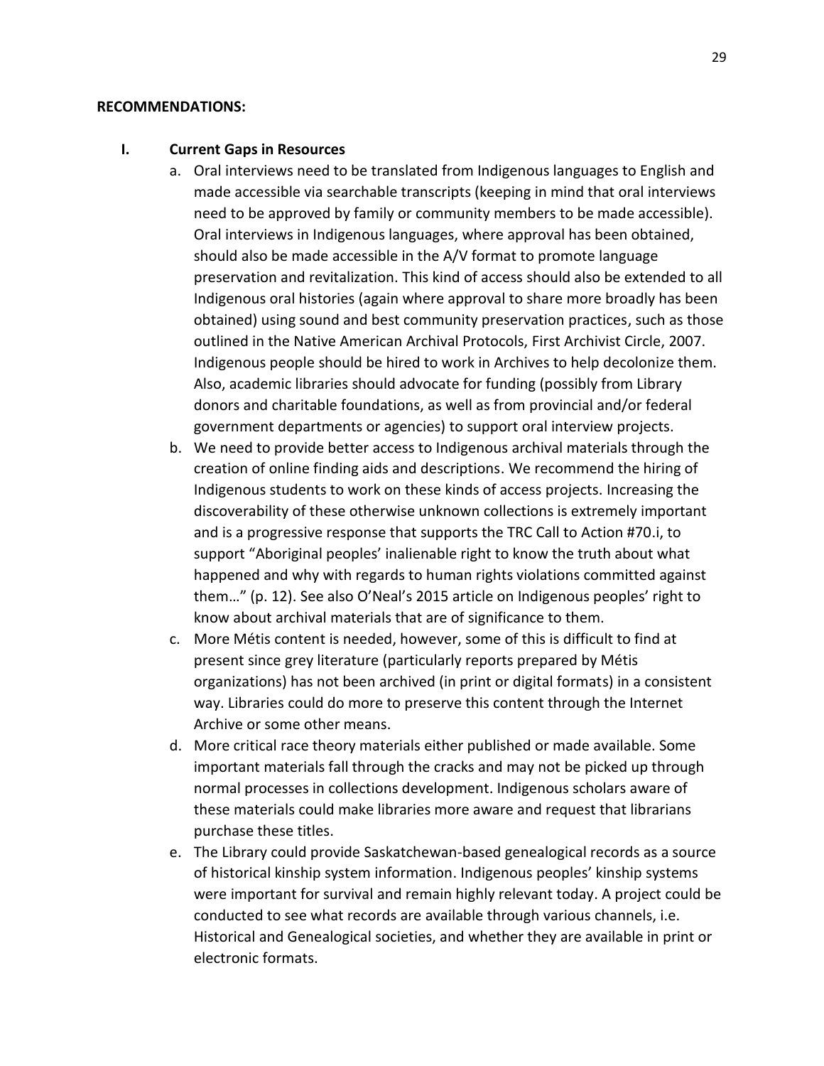**RECOMMENDATIONS:**

## I. Current Gaps in Resources

a. Oral interviews need to be translated from Indigenous languages to English and made accessible via searchable transcripts (keeping in mind that oral interviews need to be approved by family or community members to be made accessible). Oral interviews in Indigenous languages, where approval has been obtained, should also be made accessible in the A/V format to promote language preservation and revitalization. This kind of access should also be extended to all Indigenous oral histories (again where approval to share more broadly has been obtained) using sound and best community preservation practices, such as those outlined in the Native American Archival Protocols, First Archivist Circle, 2007. Indigenous people should be hired to work in Archives to help decolonize them. Also, academic libraries should advocate for funding (possibly from Library donors and charitable foundations, as well as from provincial and/or federal government departments or agencies) to support oral interview projects.

b. We need to provide better access to Indigenous archival materials through the creation of online finding aids and descriptions. We recommend the hiring of Indigenous students to work on these kinds of access projects. Increasing the discoverability of these otherwise unknown collections is extremely important and is a progressive response that supports the TRC Call to Action #70.i, to support "Aboriginal peoples' inalienable right to know the truth about what happened and why with regards to human rights violations committed against them…" (p. 12). See also O'Neal's 2015 article on Indigenous peoples' right to know about archival materials that are of significance to them.

c. More Métis content is needed, however, some of this is difficult to find at present since grey literature (particularly reports prepared by Métis organizations) has not been archived (in print or digital formats) in a consistent way. Libraries could do more to preserve this content through the Internet Archive or some other means.

d. More critical race theory materials either published or made available. Some important materials fall through the cracks and may not be picked up through normal processes in collections development. Indigenous scholars aware of these materials could make libraries more aware and request that librarians purchase these titles.

e. The Library could provide Saskatchewan-based genealogical records as a source of historical kinship system information. Indigenous peoples' kinship systems were important for survival and remain highly relevant today. A project could be conducted to see what records are available through various channels, i.e. Historical and Genealogical societies, and whether they are available in print or electronic formats.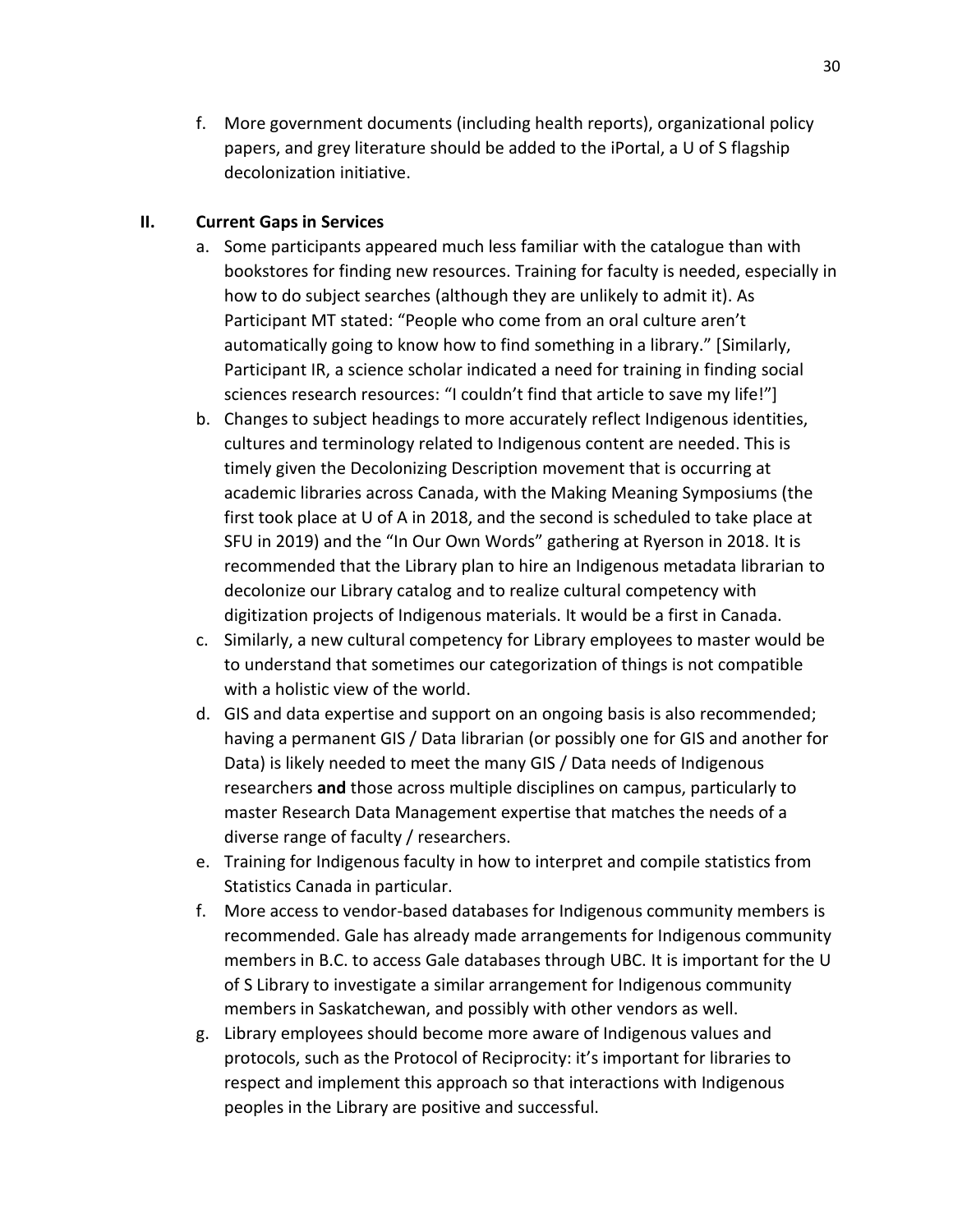f. More government documents (including health reports), organizational policy papers, and grey literature should be added to the iPortal, a U of S flagship decolonization initiative.

## II. Current Gaps in Services

a. Some participants appeared much less familiar with the catalogue than with bookstores for finding new resources. Training for faculty is needed, especially in how to do subject searches (although they are unlikely to admit it). As Participant MT stated: "People who come from an oral culture aren't automatically going to know how to find something in a library." [Similarly, Participant IR, a science scholar indicated a need for training in finding social sciences research resources: "I couldn't find that article to save my life!"]

b. Changes to subject headings to more accurately reflect Indigenous identities, cultures and terminology related to Indigenous content are needed. This is timely given the Decolonizing Description movement that is occurring at academic libraries across Canada, with the Making Meaning Symposiums (the first took place at U of A in 2018, and the second is scheduled to take place at SFU in 2019) and the "In Our Own Words" gathering at Ryerson in 2018. It is recommended that the Library plan to hire an Indigenous metadata librarian to decolonize our Library catalog and to realize cultural competency with digitization projects of Indigenous materials. It would be a first in Canada.

c. Similarly, a new cultural competency for Library employees to master would be to understand that sometimes our categorization of things is not compatible with a holistic view of the world.

d. GIS and data expertise and support on an ongoing basis is also recommended; having a permanent GIS / Data librarian (or possibly one for GIS and another for Data) is likely needed to meet the many GIS / Data needs of Indigenous researchers **and** those across multiple disciplines on campus, particularly to master Research Data Management expertise that matches the needs of a diverse range of faculty / researchers.

e. Training for Indigenous faculty in how to interpret and compile statistics from Statistics Canada in particular.

f. More access to vendor-based databases for Indigenous community members is recommended. Gale has already made arrangements for Indigenous community members in B.C. to access Gale databases through UBC. It is important for the U of S Library to investigate a similar arrangement for Indigenous community members in Saskatchewan, and possibly with other vendors as well.

g. Library employees should become more aware of Indigenous values and protocols, such as the Protocol of Reciprocity: it's important for libraries to respect and implement this approach so that interactions with Indigenous peoples in the Library are positive and successful.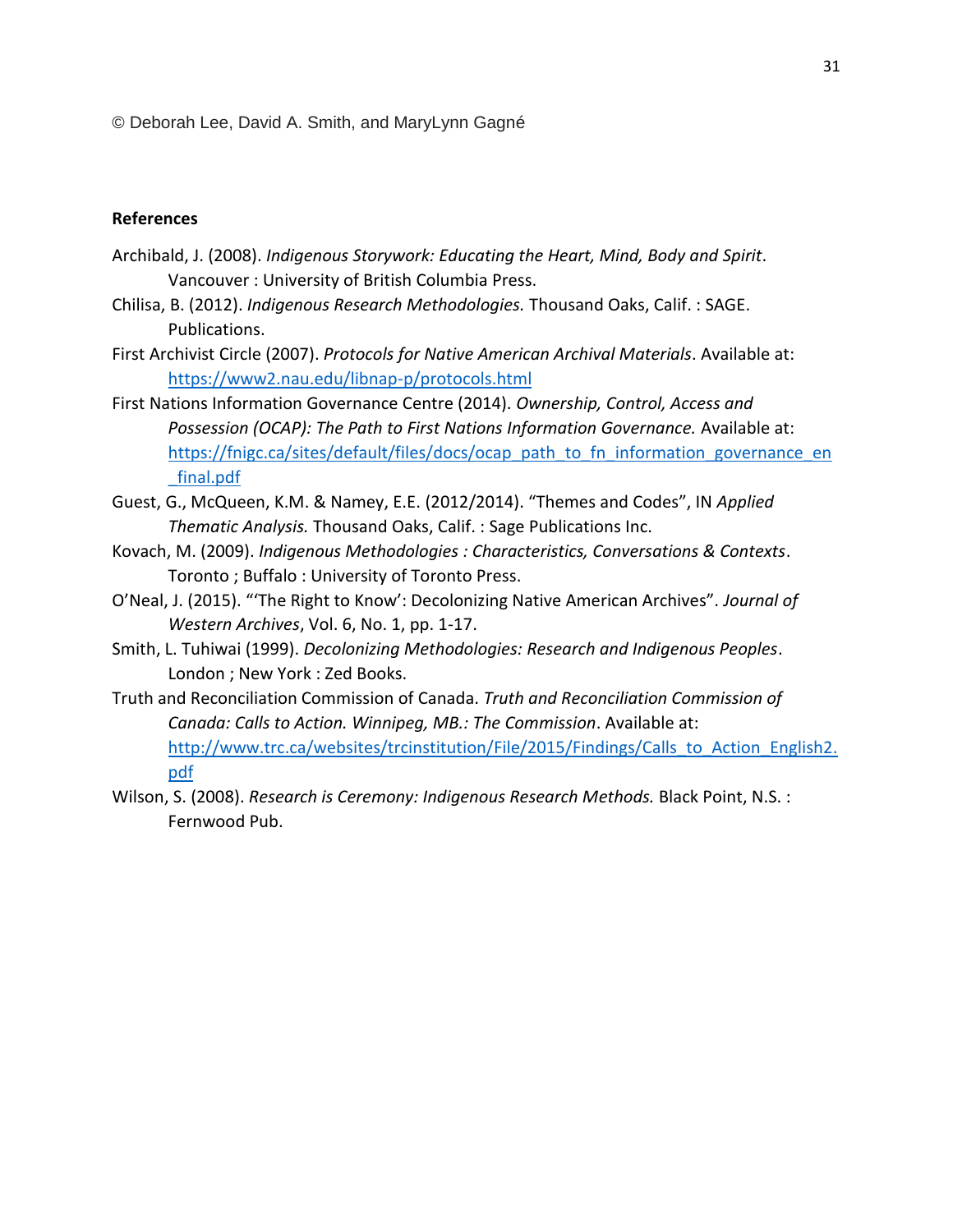© Deborah Lee, David A. Smith, and MaryLynn Gagné

**References**

Archibald, J. (2008). *Indigenous Storywork: Educating the Heart, Mind, Body and Spirit*. Vancouver : University of British Columbia Press.

Chilisa, B. (2012). *Indigenous Research Methodologies.* Thousand Oaks, Calif. : SAGE. Publications.

First Archivist Circle (2007). *Protocols for Native American Archival Materials*. Available at: https://www2.nau.edu/libnap-p/protocols.html

First Nations Information Governance Centre (2014). *Ownership, Control, Access and Possession (OCAP): The Path to First Nations Information Governance.* Available at: https://fnigc.ca/sites/default/files/docs/ocap_path_to_fn_information_governance_en_final.pdf

Guest, G., McQueen, K.M. & Namey, E.E. (2012/2014). "Themes and Codes", IN *Applied Thematic Analysis.* Thousand Oaks, Calif. : Sage Publications Inc.

Kovach, M. (2009). *Indigenous Methodologies : Characteristics, Conversations & Contexts*. Toronto ; Buffalo : University of Toronto Press.

O'Neal, J. (2015). "'The Right to Know': Decolonizing Native American Archives". *Journal of Western Archives*, Vol. 6, No. 1, pp. 1-17.

Smith, L. Tuhiwai (1999). *Decolonizing Methodologies: Research and Indigenous Peoples*. London ; New York : Zed Books.

Truth and Reconciliation Commission of Canada. *Truth and Reconciliation Commission of Canada: Calls to Action. Winnipeg, MB.: The Commission*. Available at: http://www.trc.ca/websites/trcinstitution/File/2015/Findings/Calls_to_Action_English2.pdf

Wilson, S. (2008). *Research is Ceremony: Indigenous Research Methods.* Black Point, N.S. : Fernwood Pub.